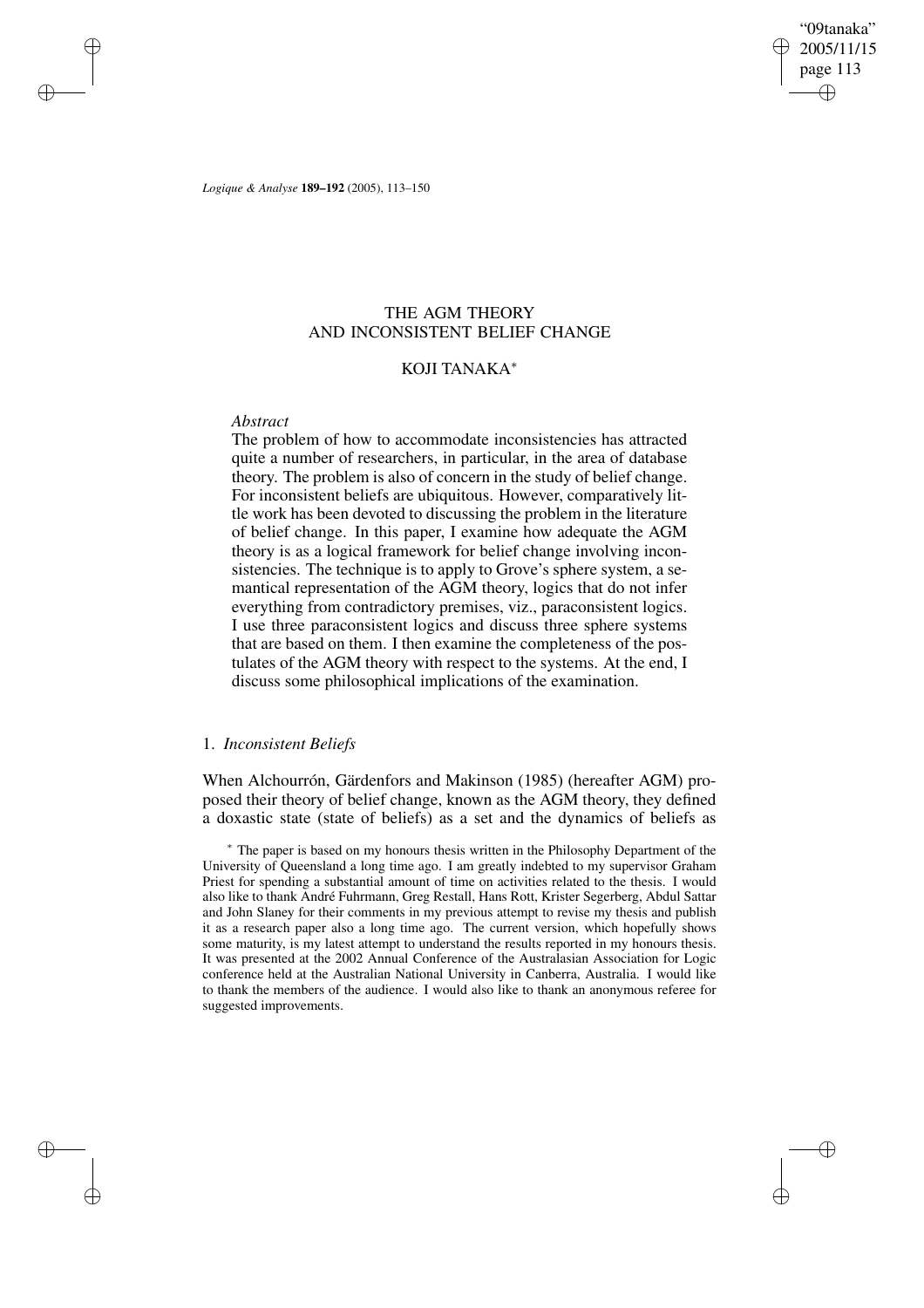# THE AGM THEORY AND INCONSISTENT BELIEF CHANGE

## KOJI TANAKA*

### *Abstract*

The problem of how to accommodate inconsistencies has attracted quite a number of researchers, in particular, in the area of database theory. The problem is also of concern in the study of belief change. For inconsistent beliefs are ubiquitous. However, comparatively little work has been devoted to discussing the problem in the literature of belief change. In this paper, I examine how adequate the AGM theory is as a logical framework for belief change involving inconsistencies. The technique is to apply to Grove's sphere system, a semantical representation of the AGM theory, logics that do not infer everything from contradictory premises, viz., paraconsistent logics. I use three paraconsistent logics and discuss three sphere systems that are based on them. I then examine the completeness of the postulates of the AGM theory with respect to the systems. At the end, I discuss some philosophical implications of the examination.

## 1. *Inconsistent Beliefs*

When Alchourrón, Gärdenfors and Makinson (1985) (hereafter AGM) proposed their theory of belief change, known as the AGM theory, they defined a doxastic state (state of beliefs) as a set and the dynamics of beliefs as

\* The paper is based on my honours thesis written in the Philosophy Department of the University of Queensland a long time ago. I am greatly indebted to my supervisor Graham Priest for spending a substantial amount of time on activities related to the thesis. I would also like to thank André Fuhrmann, Greg Restall, Hans Rott, Krister Segerberg, Abdul Sattar and John Slaney for their comments in my previous attempt to revise my thesis and publish it as a research paper also a long time ago. The current version, which hopefully shows some maturity, is my latest attempt to understand the results reported in my honours thesis. It was presented at the 2002 Annual Conference of the Australasian Association for Logic conference held at the Australian National University in Canberra, Australia. I would like to thank the members of the audience. I would also like to thank an anonymous referee for suggested improvements.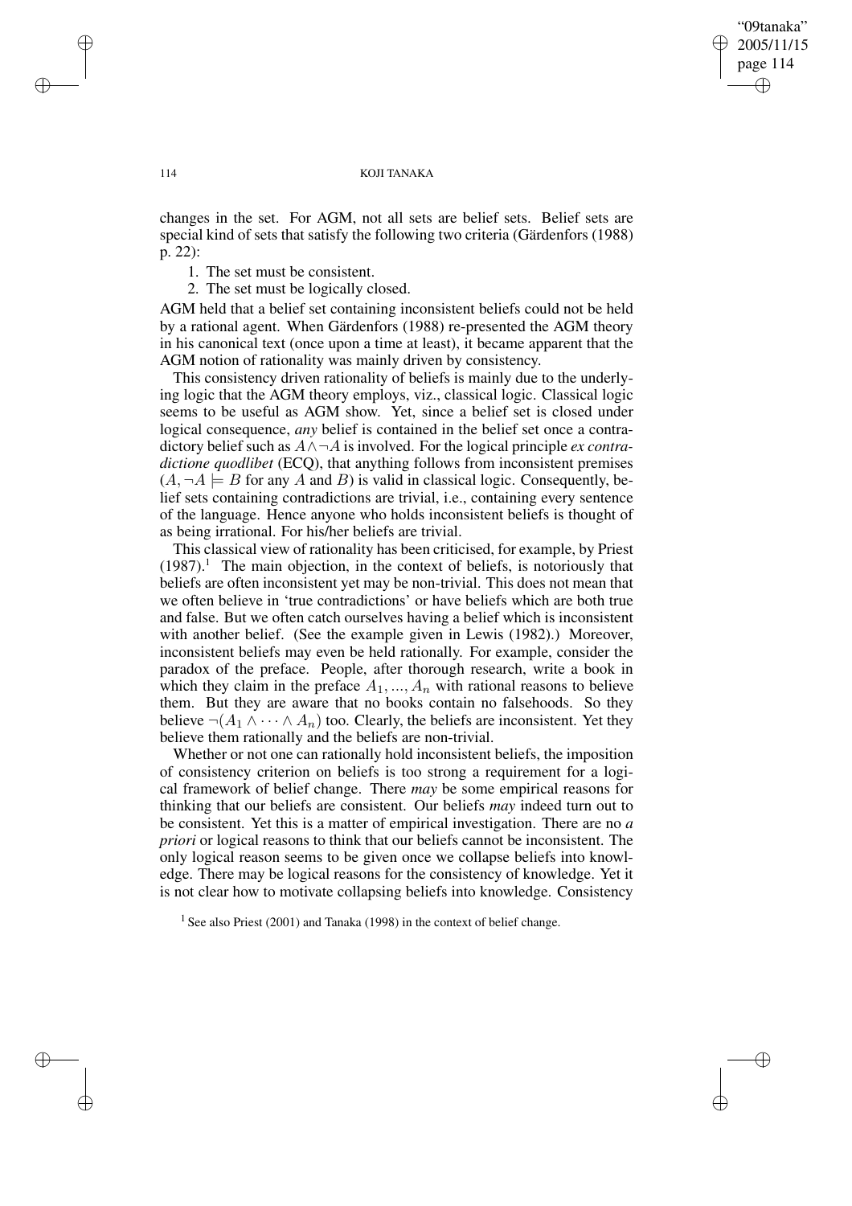changes in the set. For AGM, not all sets are belief sets. Belief sets are special kind of sets that satisfy the following two criteria (Gärdenfors (1988) p. 22):

1. The set must be consistent.
2. The set must be logically closed.

AGM held that a belief set containing inconsistent beliefs could not be held by a rational agent. When Gärdenfors (1988) re-presented the AGM theory in his canonical text (once upon a time at least), it became apparent that the AGM notion of rationality was mainly driven by consistency.

This consistency driven rationality of beliefs is mainly due to the underlying logic that the AGM theory employs, viz., classical logic. Classical logic seems to be useful as AGM show. Yet, since a belief set is closed under logical consequence, *any* belief is contained in the belief set once a contradictory belief such as $A \wedge \neg A$ is involved. For the logical principle *ex contradictione quodlibet* (ECQ), that anything follows from inconsistent premises ($A, \neg A \models B$ for any $A$ and $B$) is valid in classical logic. Consequently, belief sets containing contradictions are trivial, i.e., containing every sentence of the language. Hence anyone who holds inconsistent beliefs is thought of as being irrational. For his/her beliefs are trivial.

This classical view of rationality has been criticised, for example, by Priest (1987).[1] The main objection, in the context of beliefs, is notoriously that beliefs are often inconsistent yet may be non-trivial. This does not mean that we often believe in 'true contradictions' or have beliefs which are both true and false. But we often catch ourselves having a belief which is inconsistent with another belief. (See the example given in Lewis (1982).) Moreover, inconsistent beliefs may even be held rationally. For example, consider the paradox of the preface. People, after thorough research, write a book in which they claim in the preface $A_1, ..., A_n$ with rational reasons to believe them. But they are aware that no books contain no falsehoods. So they believe $\neg(A_1 \wedge \cdots \wedge A_n)$ too. Clearly, the beliefs are inconsistent. Yet they believe them rationally and the beliefs are non-trivial.

Whether or not one can rationally hold inconsistent beliefs, the imposition of consistency criterion on beliefs is too strong a requirement for a logical framework of belief change. There *may* be some empirical reasons for thinking that our beliefs are consistent. Our beliefs *may* indeed turn out to be consistent. Yet this is a matter of empirical investigation. There are no *a priori* or logical reasons to think that our beliefs cannot be inconsistent. The only logical reason seems to be given once we collapse beliefs into knowledge. There may be logical reasons for the consistency of knowledge. Yet it is not clear how to motivate collapsing beliefs into knowledge. Consistency

[1] See also Priest (2001) and Tanaka (1998) in the context of belief change.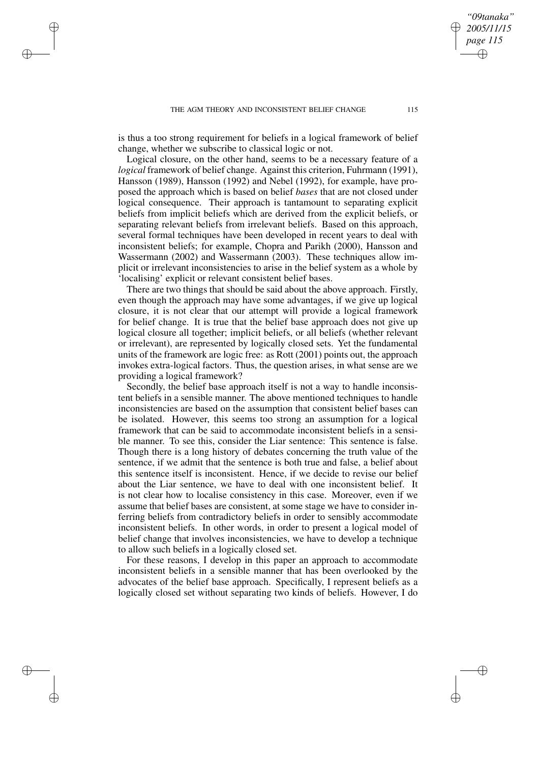is thus a too strong requirement for beliefs in a logical framework of belief change, whether we subscribe to classical logic or not.

Logical closure, on the other hand, seems to be a necessary feature of a *logical* framework of belief change. Against this criterion, Fuhrmann (1991), Hansson (1989), Hansson (1992) and Nebel (1992), for example, have proposed the approach which is based on belief *bases* that are not closed under logical consequence. Their approach is tantamount to separating explicit beliefs from implicit beliefs which are derived from the explicit beliefs, or separating relevant beliefs from irrelevant beliefs. Based on this approach, several formal techniques have been developed in recent years to deal with inconsistent beliefs; for example, Chopra and Parikh (2000), Hansson and Wassermann (2002) and Wassermann (2003). These techniques allow implicit or irrelevant inconsistencies to arise in the belief system as a whole by 'localising' explicit or relevant consistent belief bases.

There are two things that should be said about the above approach. Firstly, even though the approach may have some advantages, if we give up logical closure, it is not clear that our attempt will provide a logical framework for belief change. It is true that the belief base approach does not give up logical closure all together; implicit beliefs, or all beliefs (whether relevant or irrelevant), are represented by logically closed sets. Yet the fundamental units of the framework are logic free: as Rott (2001) points out, the approach invokes extra-logical factors. Thus, the question arises, in what sense are we providing a logical framework?

Secondly, the belief base approach itself is not a way to handle inconsistent beliefs in a sensible manner. The above mentioned techniques to handle inconsistencies are based on the assumption that consistent belief bases can be isolated. However, this seems too strong an assumption for a logical framework that can be said to accommodate inconsistent beliefs in a sensible manner. To see this, consider the Liar sentence: This sentence is false. Though there is a long history of debates concerning the truth value of the sentence, if we admit that the sentence is both true and false, a belief about this sentence itself is inconsistent. Hence, if we decide to revise our belief about the Liar sentence, we have to deal with one inconsistent belief. It is not clear how to localise consistency in this case. Moreover, even if we assume that belief bases are consistent, at some stage we have to consider inferring beliefs from contradictory beliefs in order to sensibly accommodate inconsistent beliefs. In other words, in order to present a logical model of belief change that involves inconsistencies, we have to develop a technique to allow such beliefs in a logically closed set.

For these reasons, I develop in this paper an approach to accommodate inconsistent beliefs in a sensible manner that has been overlooked by the advocates of the belief base approach. Specifically, I represent beliefs as a logically closed set without separating two kinds of beliefs. However, I do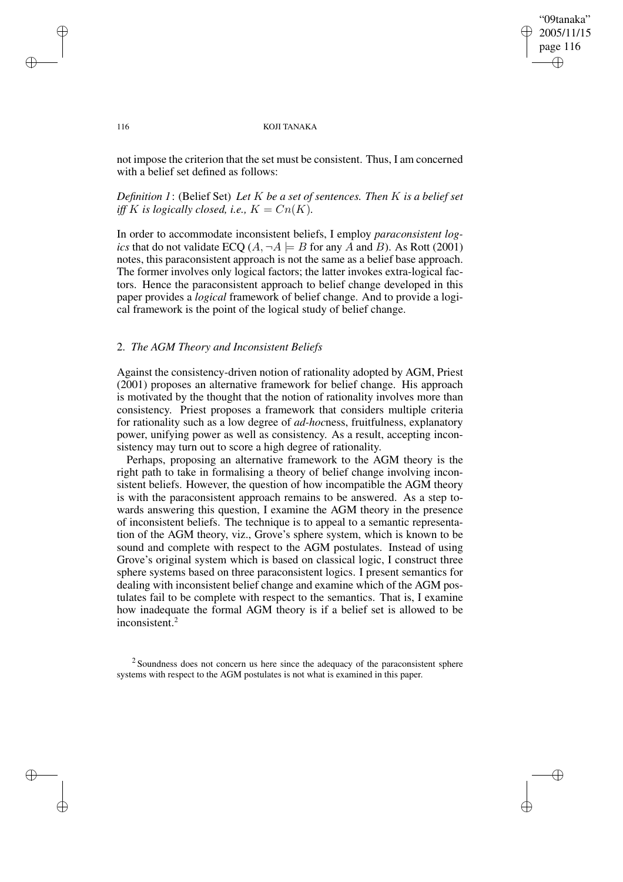not impose the criterion that the set must be consistent. Thus, I am concerned with a belief set defined as follows:

*Definition 1*: (Belief Set) *Let $K$ be a set of sentences. Then $K$ is a belief set iff $K$ is logically closed, i.e., $K = Cn(K)$.*

In order to accommodate inconsistent beliefs, I employ *paraconsistent logics* that do not validate ECQ ($A, \neg A \models B$ for any $A$ and $B$). As Rott (2001) notes, this paraconsistent approach is not the same as a belief base approach. The former involves only logical factors; the latter invokes extra-logical factors. Hence the paraconsistent approach to belief change developed in this paper provides a *logical* framework of belief change. And to provide a logical framework is the point of the logical study of belief change.

## 2. *The AGM Theory and Inconsistent Beliefs*

Against the consistency-driven notion of rationality adopted by AGM, Priest (2001) proposes an alternative framework for belief change. His approach is motivated by the thought that the notion of rationality involves more than consistency. Priest proposes a framework that considers multiple criteria for rationality such as a low degree of *ad-hoc*ness, fruitfulness, explanatory power, unifying power as well as consistency. As a result, accepting inconsistency may turn out to score a high degree of rationality.

Perhaps, proposing an alternative framework to the AGM theory is the right path to take in formalising a theory of belief change involving inconsistent beliefs. However, the question of how incompatible the AGM theory is with the paraconsistent approach remains to be answered. As a step towards answering this question, I examine the AGM theory in the presence of inconsistent beliefs. The technique is to appeal to a semantic representation of the AGM theory, viz., Grove's sphere system, which is known to be sound and complete with respect to the AGM postulates. Instead of using Grove's original system which is based on classical logic, I construct three sphere systems based on three paraconsistent logics. I present semantics for dealing with inconsistent belief change and examine which of the AGM postulates fail to be complete with respect to the semantics. That is, I examine how inadequate the formal AGM theory is if a belief set is allowed to be inconsistent.[2]

[2] Soundness does not concern us here since the adequacy of the paraconsistent sphere systems with respect to the AGM postulates is not what is examined in this paper.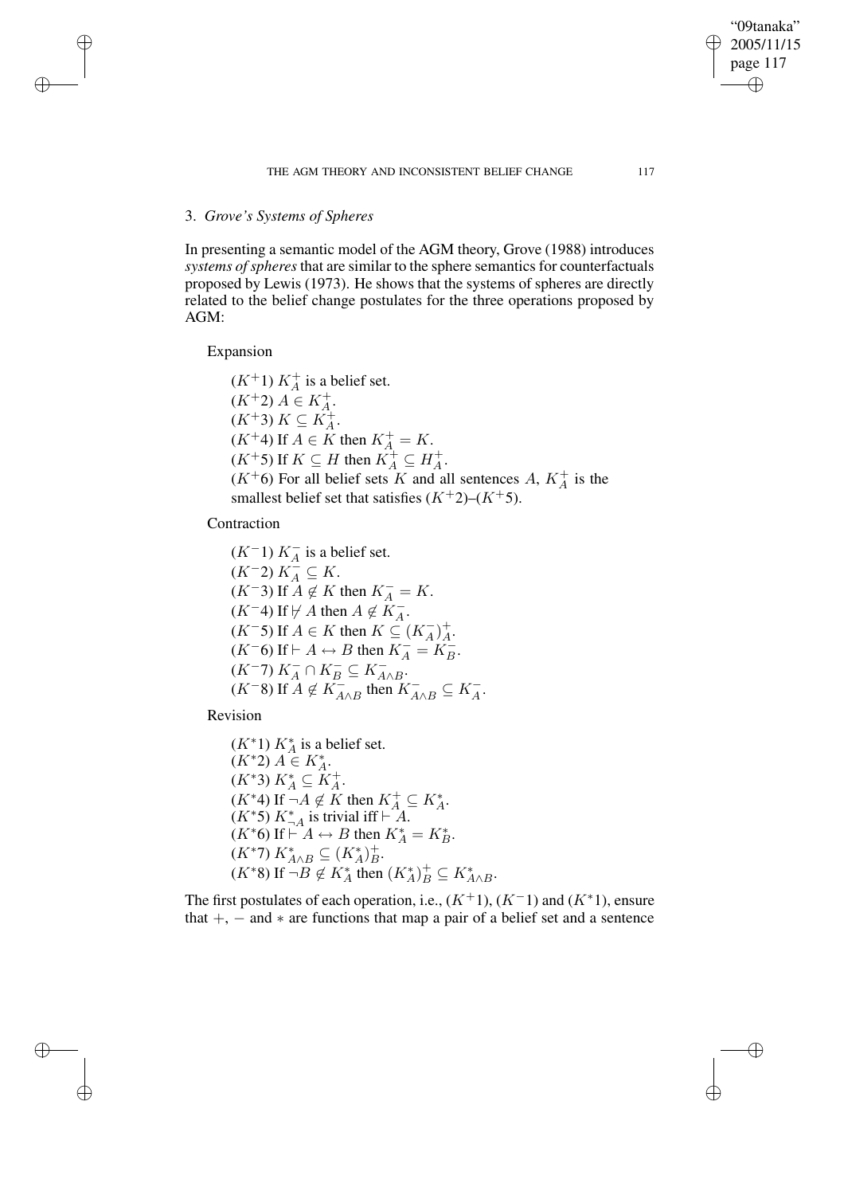### 3. *Grove's Systems of Spheres*

In presenting a semantic model of the AGM theory, Grove (1988) introduces *systems of spheres* that are similar to the sphere semantics for counterfactuals proposed by Lewis (1973). He shows that the systems of spheres are directly related to the belief change postulates for the three operations proposed by AGM:

Expansion

($K^{+}1$) $K^{+}_{A}$ is a belief set.
($K^{+}2$) $A \in K^{+}_{A}$.
($K^{+}3$) $K \subseteq K^{+}_{A}$.
($K^{+}4$) If $A \in K$ then $K^{+}_{A} = K$.
($K^{+}5$) If $K \subseteq H$ then $K^{+}_{A} \subseteq H^{+}_{A}$.
($K^{+}6$) For all belief sets $K$ and all sentences $A$, $K^{+}_{A}$ is the smallest belief set that satisfies ($K^{+}2$)–($K^{+}5$).

Contraction

($K^{-}1$) $K^{-}_{A}$ is a belief set.
($K^{-}2$) $K^{-}_{A} \subseteq K$.
($K^{-}3$) If $A \notin K$ then $K^{-}_{A} = K$.
($K^{-}4$) If $\nvdash A$ then $A \notin K^{-}_{A}$.
($K^{-}5$) If $A \in K$ then $K \subseteq (K^{-}_{A})^{+}_{A}$.
($K^{-}6$) If $\vdash A \leftrightarrow B$ then $K^{-}_{A} = K^{-}_{B}$.
($K^{-}7$) $K^{-}_{A} \cap K^{-}_{B} \subseteq K^{-}_{A \wedge B}$.
($K^{-}8$) If $A \notin K^{-}_{A \wedge B}$ then $K^{-}_{A \wedge B} \subseteq K^{-}_{A}$.

Revision

($K^{*}1$) $K^{*}_{A}$ is a belief set.
($K^{*}2$) $A \in K^{*}_{A}$.
($K^{*}3$) $K^{*}_{A} \subseteq K^{+}_{A}$.
($K^{*}4$) If $\neg A \notin K$ then $K^{+}_{A} \subseteq K^{*}_{A}$.
($K^{*}5$) $K^{*}_{\neg A}$ is trivial iff $\vdash A$.
($K^{*}6$) If $\vdash A \leftrightarrow B$ then $K^{*}_{A} = K^{*}_{B}$.
($K^{*}7$) $K^{*}_{A \wedge B} \subseteq (K^{*}_{A})^{+}_{B}$.
($K^{*}8$) If $\neg B \notin K^{*}_{A}$ then $(K^{*}_{A})^{+}_{B} \subseteq K^{*}_{A \wedge B}$.

The first postulates of each operation, i.e., ($K^{+}1$), ($K^{-}1$) and ($K^{*}1$), ensure that $+$, $-$ and $*$ are functions that map a pair of a belief set and a sentence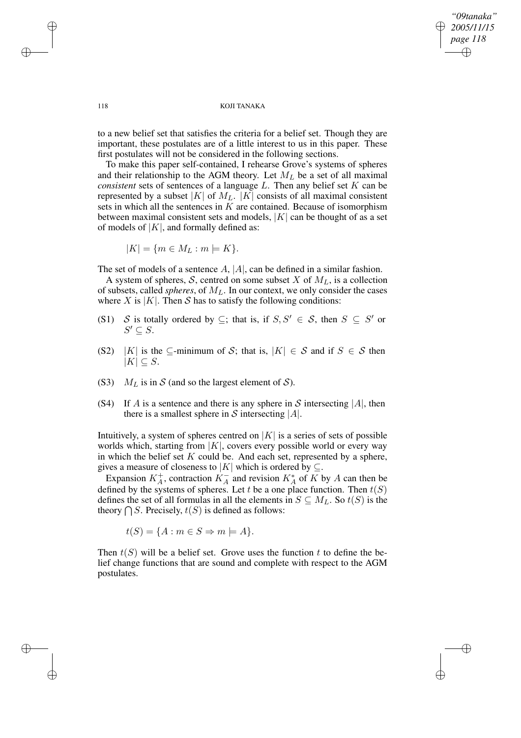to a new belief set that satisfies the criteria for a belief set. Though they are important, these postulates are of a little interest to us in this paper. These first postulates will not be considered in the following sections.

To make this paper self-contained, I rehearse Grove's systems of spheres and their relationship to the AGM theory. Let $M_L$ be a set of all maximal *consistent* sets of sentences of a language $L$. Then any belief set $K$ can be represented by a subset $|K|$ of $M_L$. $|K|$ consists of all maximal consistent sets in which all the sentences in $K$ are contained. Because of isomorphism between maximal consistent sets and models, $|K|$ can be thought of as a set of models of $|K|$, and formally defined as:

$$|K| = \{m \in M_L : m \models K\}.$$

The set of models of a sentence $A$, $|A|$, can be defined in a similar fashion.

A system of spheres, $\mathcal{S}$, centred on some subset $X$ of $M_L$, is a collection of subsets, called *spheres*, of $M_L$. In our context, we only consider the cases where $X$ is $|K|$. Then $\mathcal{S}$ has to satisfy the following conditions:

(S1) $\mathcal{S}$ is totally ordered by $\subseteq$; that is, if $S, S' \in \mathcal{S}$, then $S \subseteq S'$ or $S' \subseteq S$.

(S2) $|K|$ is the $\subseteq$-minimum of $\mathcal{S}$; that is, $|K| \in \mathcal{S}$ and if $S \in \mathcal{S}$ then $|K| \subseteq S$.

(S3) $M_L$ is in $\mathcal{S}$ (and so the largest element of $\mathcal{S}$).

(S4) If $A$ is a sentence and there is any sphere in $\mathcal{S}$ intersecting $|A|$, then there is a smallest sphere in $\mathcal{S}$ intersecting $|A|$.

Intuitively, a system of spheres centred on $|K|$ is a series of sets of possible worlds which, starting from $|K|$, covers every possible world or every way in which the belief set $K$ could be. And each set, represented by a sphere, gives a measure of closeness to $|K|$ which is ordered by $\subseteq$.

Expansion $K^+_A$, contraction $K^-_A$ and revision $K^*_A$ of $K$ by $A$ can then be defined by the systems of spheres. Let $t$ be a one place function. Then $t(S)$ defines the set of all formulas in all the elements in $S \subseteq M_L$. So $t(S)$ is the theory $\bigcap S$. Precisely, $t(S)$ is defined as follows:

$$t(S) = \{A : m \in S \Rightarrow m \models A\}.$$

Then $t(S)$ will be a belief set. Grove uses the function $t$ to define the belief change functions that are sound and complete with respect to the AGM postulates.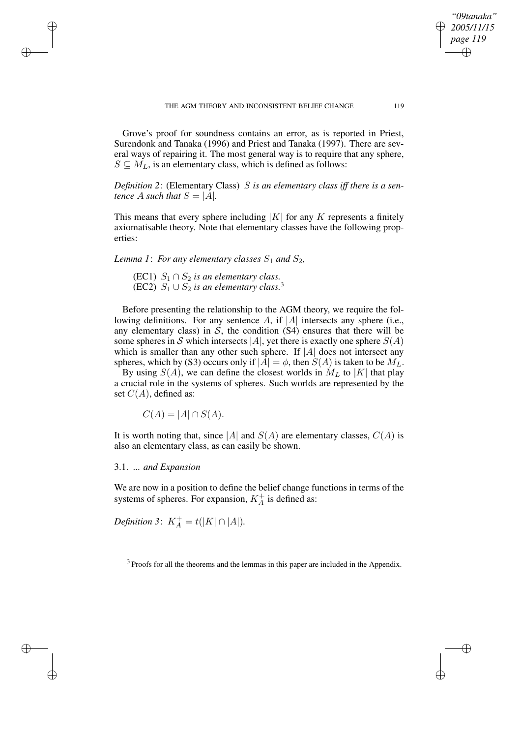Grove's proof for soundness contains an error, as is reported in Priest, Surendonk and Tanaka (1996) and Priest and Tanaka (1997). There are several ways of repairing it. The most general way is to require that any sphere, $S \subseteq M_L$, is an elementary class, which is defined as follows:

*Definition 2*: (Elementary Class) *$S$ is an elementary class iff there is a sentence $A$ such that $S = |A|$.*

This means that every sphere including $|K|$ for any $K$ represents a finitely axiomatisable theory. Note that elementary classes have the following properties:

*Lemma 1*: *For any elementary classes $S_1$ and $S_2$,*

> (EC1) *$S_1 \cap S_2$ is an elementary class.*
> (EC2) *$S_1 \cup S_2$ is an elementary class.*[3]

Before presenting the relationship to the AGM theory, we require the following definitions. For any sentence $A$, if $|A|$ intersects any sphere (i.e., any elementary class) in $\mathcal{S}$, the condition (S4) ensures that there will be some spheres in $\mathcal{S}$ which intersects $|A|$, yet there is exactly one sphere $S(A)$ which is smaller than any other such sphere. If $|A|$ does not intersect any spheres, which by (S3) occurs only if $|A| = \phi$, then $S(A)$ is taken to be $M_L$.

By using $S(A)$, we can define the closest worlds in $M_L$ to $|K|$ that play a crucial role in the systems of spheres. Such worlds are represented by the set $C(A)$, defined as:

$$C(A) = |A| \cap S(A).$$

It is worth noting that, since $|A|$ and $S(A)$ are elementary classes, $C(A)$ is also an elementary class, as can easily be shown.

### 3.1. *... and Expansion*

We are now in a position to define the belief change functions in terms of the systems of spheres. For expansion, $K_A^+$ is defined as:

*Definition 3*: $K_A^+ = t(|K| \cap |A|)$.

[3] Proofs for all the theorems and the lemmas in this paper are included in the Appendix.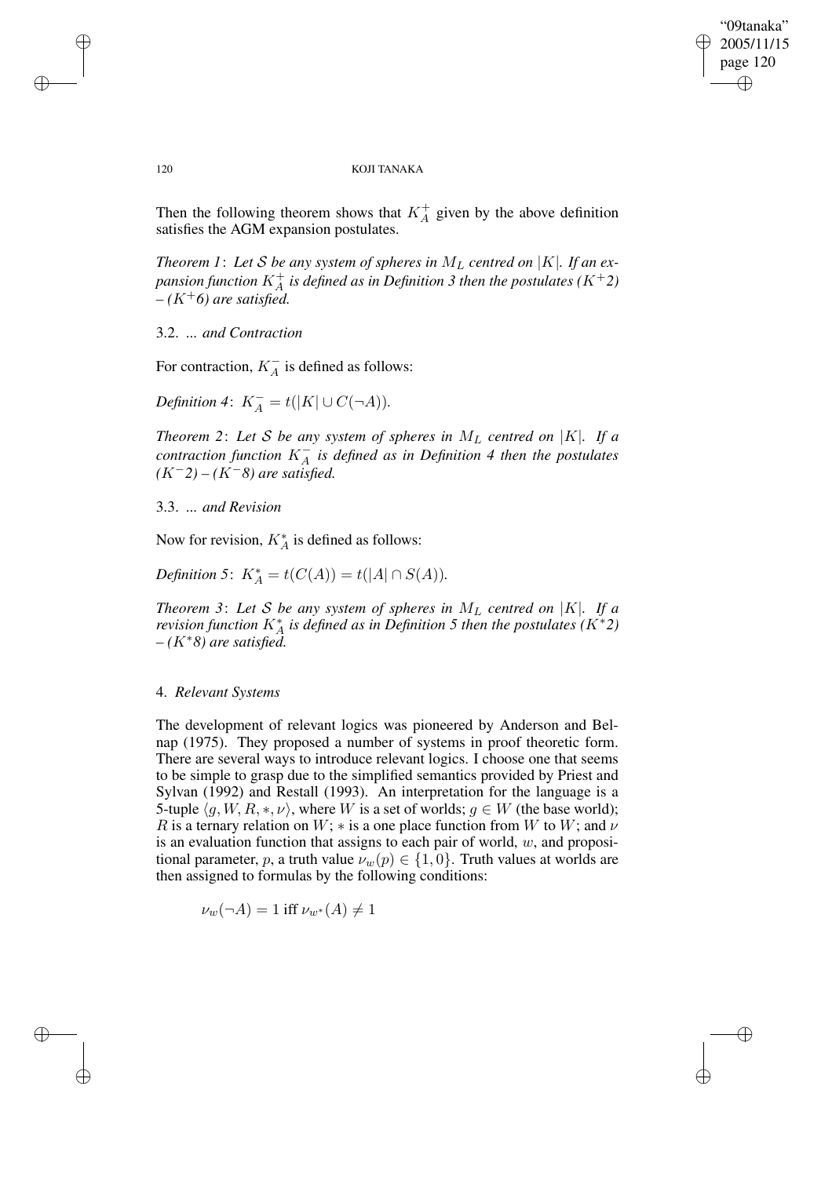Then the following theorem shows that $K^+_A$ given by the above definition satisfies the AGM expansion postulates.

*Theorem 1*: *Let $\mathcal{S}$ be any system of spheres in $M_L$ centred on $|K|$. If an expansion function $K^+_A$ is defined as in Definition 3 then the postulates ($K^+2$) – ($K^+6$) are satisfied.*

### 3.2. *... and Contraction*

For contraction, $K^-_A$ is defined as follows:

*Definition 4*: $K^-_A = t(|K| \cup C(\neg A))$.

*Theorem 2*: *Let $\mathcal{S}$ be any system of spheres in $M_L$ centred on $|K|$. If a contraction function $K^-_A$ is defined as in Definition 4 then the postulates ($K^-2$) – ($K^-8$) are satisfied.*

### 3.3. *... and Revision*

Now for revision, $K^*_A$ is defined as follows:

*Definition 5*: $K^*_A = t(C(A)) = t(|A| \cap S(A))$.

*Theorem 3*: *Let $\mathcal{S}$ be any system of spheres in $M_L$ centred on $|K|$. If a revision function $K^*_A$ is defined as in Definition 5 then the postulates ($K^*2$) – ($K^*8$) are satisfied.*

## 4. *Relevant Systems*

The development of relevant logics was pioneered by Anderson and Belnap (1975). They proposed a number of systems in proof theoretic form. There are several ways to introduce relevant logics. I choose one that seems to be simple to grasp due to the simplified semantics provided by Priest and Sylvan (1992) and Restall (1993). An interpretation for the language is a 5-tuple $\langle g, W, R, *, \nu \rangle$, where $W$ is a set of worlds; $g \in W$ (the base world); $R$ is a ternary relation on $W$; $*$ is a one place function from $W$ to $W$; and $\nu$ is an evaluation function that assigns to each pair of world, $w$, and propositional parameter, $p$, a truth value $\nu_w(p) \in \{1, 0\}$. Truth values at worlds are then assigned to formulas by the following conditions:

$$\nu_w(\neg A) = 1 \text{ iff } \nu_{w^*}(A) \neq 1$$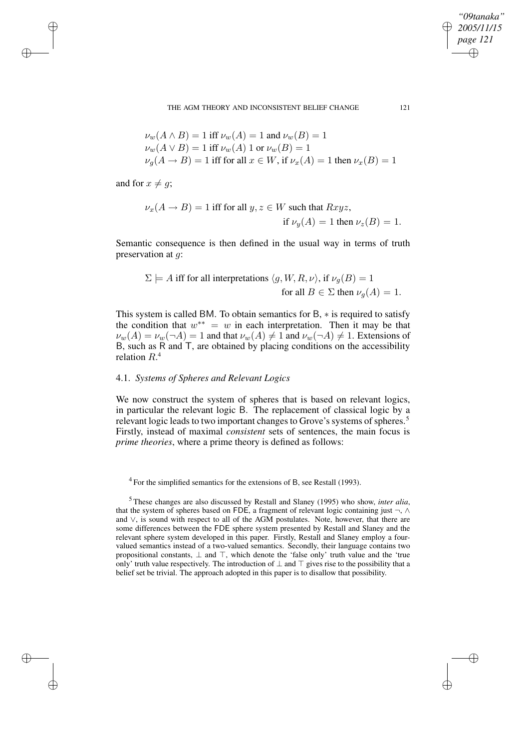$$\nu_w(A \wedge B) = 1 \text{ iff } \nu_w(A) = 1 \text{ and } \nu_w(B) = 1$$
$$\nu_w(A \vee B) = 1 \text{ iff } \nu_w(A)\ 1 \text{ or } \nu_w(B) = 1$$
$$\nu_g(A \to B) = 1 \text{ iff for all } x \in W, \text{ if } \nu_x(A) = 1 \text{ then } \nu_x(B) = 1$$

and for $x \neq g$;

$$\nu_x(A \to B) = 1 \text{ iff for all } y, z \in W \text{ such that } Rxyz, \text{ if } \nu_y(A) = 1 \text{ then } \nu_z(B) = 1.$$

Semantic consequence is then defined in the usual way in terms of truth preservation at $g$:

$$\Sigma \models A \text{ iff for all interpretations } \langle g, W, R, \nu \rangle, \text{ if } \nu_g(B) = 1 \text{ for all } B \in \Sigma \text{ then } \nu_g(A) = 1.$$

This system is called BM. To obtain semantics for B, $*$ is required to satisfy the condition that $w^{**} = w$ in each interpretation. Then it may be that $\nu_w(A) = \nu_w(\neg A) = 1$ and that $\nu_w(A) \neq 1$ and $\nu_w(\neg A) \neq 1$. Extensions of B, such as R and T, are obtained by placing conditions on the accessibility relation $R$.[4]

### 4.1. *Systems of Spheres and Relevant Logics*

We now construct the system of spheres that is based on relevant logics, in particular the relevant logic B. The replacement of classical logic by a relevant logic leads to two important changes to Grove's systems of spheres.[5] Firstly, instead of maximal *consistent* sets of sentences, the main focus is *prime theories*, where a prime theory is defined as follows:

---

[4] For the simplified semantics for the extensions of B, see Restall (1993).

[5] These changes are also discussed by Restall and Slaney (1995) who show, *inter alia*, that the system of spheres based on FDE, a fragment of relevant logic containing just $\neg$, $\wedge$ and $\vee$, is sound with respect to all of the AGM postulates. Note, however, that there are some differences between the FDE sphere system presented by Restall and Slaney and the relevant sphere system developed in this paper. Firstly, Restall and Slaney employ a four-valued semantics instead of a two-valued semantics. Secondly, their language contains two propositional constants, $\perp$ and $\top$, which denote the 'false only' truth value and the 'true only' truth value respectively. The introduction of $\perp$ and $\top$ gives rise to the possibility that a belief set be trivial. The approach adopted in this paper is to disallow that possibility.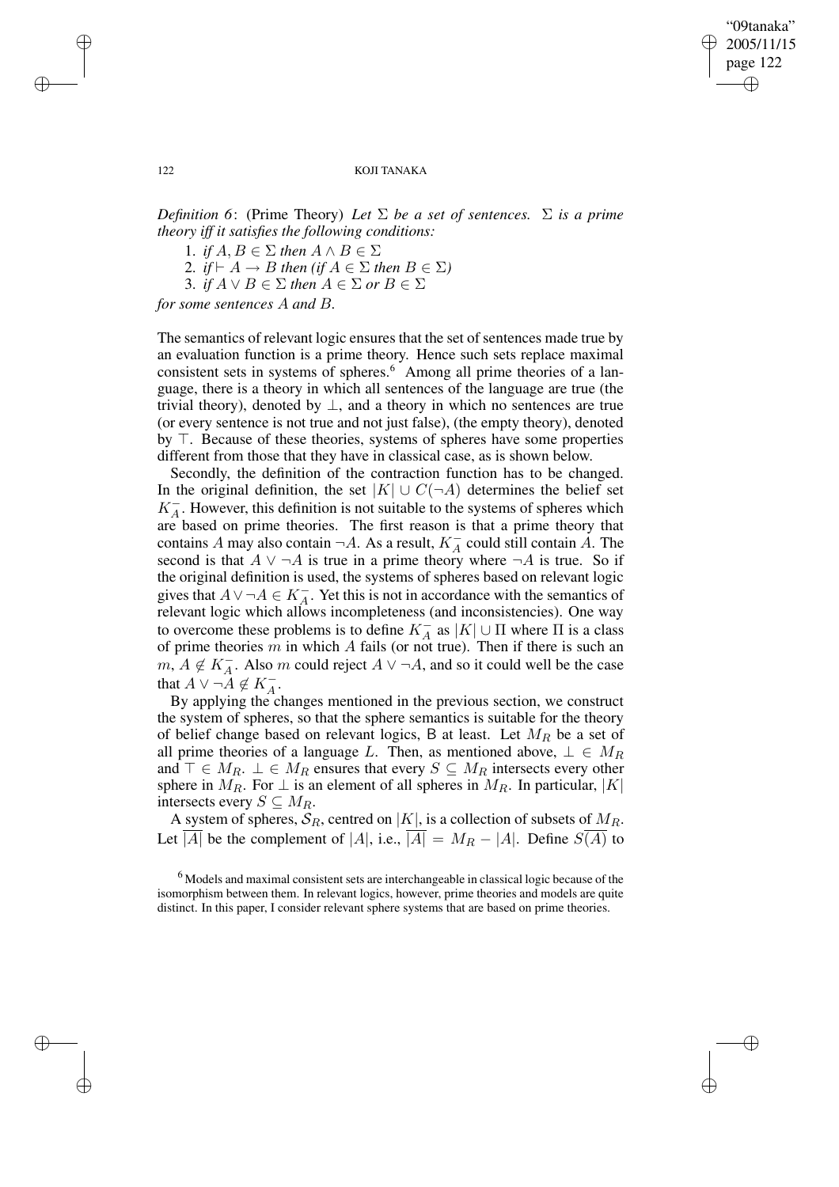*Definition 6*: (Prime Theory) *Let $\Sigma$ be a set of sentences. $\Sigma$ is a prime theory iff it satisfies the following conditions:*

1. *if $A, B \in \Sigma$ then $A \wedge B \in \Sigma$*
2. *if $\vdash A \rightarrow B$ then (if $A \in \Sigma$ then $B \in \Sigma$)*
3. *if $A \vee B \in \Sigma$ then $A \in \Sigma$ or $B \in \Sigma$*

*for some sentences $A$ and $B$.*

The semantics of relevant logic ensures that the set of sentences made true by an evaluation function is a prime theory. Hence such sets replace maximal consistent sets in systems of spheres.[6] Among all prime theories of a language, there is a theory in which all sentences of the language are true (the trivial theory), denoted by $\perp$, and a theory in which no sentences are true (or every sentence is not true and not just false), (the empty theory), denoted by $\top$. Because of these theories, systems of spheres have some properties different from those that they have in classical case, as is shown below.

Secondly, the definition of the contraction function has to be changed. In the original definition, the set $|K| \cup C(\neg A)$ determines the belief set $K^-_A$. However, this definition is not suitable to the systems of spheres which are based on prime theories. The first reason is that a prime theory that contains $A$ may also contain $\neg A$. As a result, $K^-_A$ could still contain $A$. The second is that $A \vee \neg A$ is true in a prime theory where $\neg A$ is true. So if the original definition is used, the systems of spheres based on relevant logic gives that $A \vee \neg A \in K^-_A$. Yet this is not in accordance with the semantics of relevant logic which allows incompleteness (and inconsistencies). One way to overcome these problems is to define $K^-_A$ as $|K| \cup \Pi$ where $\Pi$ is a class of prime theories $m$ in which $A$ fails (or not true). Then if there is such an $m$, $A \notin K^-_A$. Also $m$ could reject $A \vee \neg A$, and so it could well be the case that $A \vee \neg A \notin K^-_A$.

By applying the changes mentioned in the previous section, we construct the system of spheres, so that the sphere semantics is suitable for the theory of belief change based on relevant logics, B at least. Let $M_R$ be a set of all prime theories of a language $L$. Then, as mentioned above, $\perp \in M_R$ and $\top \in M_R$. $\perp \in M_R$ ensures that every $S \subseteq M_R$ intersects every other sphere in $M_R$. For $\perp$ is an element of all spheres in $M_R$. In particular, $|K|$ intersects every $S \subseteq M_R$.

A system of spheres, $\mathcal{S}_R$, centred on $|K|$, is a collection of subsets of $M_R$. Let $\overline{|A|}$ be the complement of $|A|$, i.e., $\overline{|A|} = M_R - |A|$. Define $S(\overline{A})$ to

[6] Models and maximal consistent sets are interchangeable in classical logic because of the isomorphism between them. In relevant logics, however, prime theories and models are quite distinct. In this paper, I consider relevant sphere systems that are based on prime theories.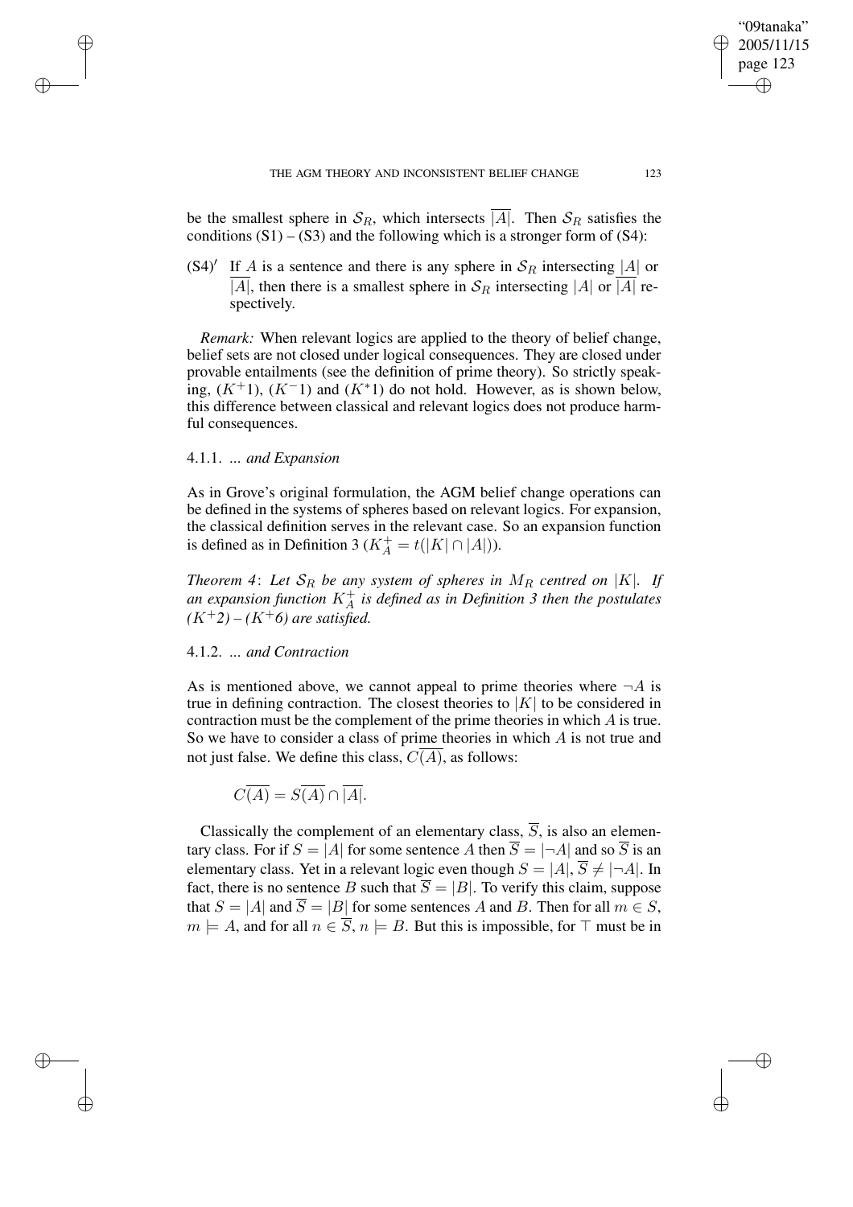be the smallest sphere in $\mathcal{S}_R$, which intersects $\overline{|A|}$. Then $\mathcal{S}_R$ satisfies the conditions (S1) – (S3) and the following which is a stronger form of (S4):

(S4)$'$ If $A$ is a sentence and there is any sphere in $\mathcal{S}_R$ intersecting $|A|$ or $\overline{|A|}$, then there is a smallest sphere in $\mathcal{S}_R$ intersecting $|A|$ or $\overline{|A|}$ respectively.

*Remark:* When relevant logics are applied to the theory of belief change, belief sets are not closed under logical consequences. They are closed under provable entailments (see the definition of prime theory). So strictly speaking, ($K^+1$), ($K^-1$) and ($K^*1$) do not hold. However, as is shown below, this difference between classical and relevant logics does not produce harmful consequences.

### 4.1.1. ... *and Expansion*

As in Grove's original formulation, the AGM belief change operations can be defined in the systems of spheres based on relevant logics. For expansion, the classical definition serves in the relevant case. So an expansion function is defined as in Definition 3 ($K^+_A = t(|K| \cap |A|)$).

*Theorem 4*: *Let $\mathcal{S}_R$ be any system of spheres in $M_R$ centred on $|K|$. If an expansion function $K^+_A$ is defined as in Definition 3 then the postulates ($K^+2$) – ($K^+6$) are satisfied.*

### 4.1.2. ... *and Contraction*

As is mentioned above, we cannot appeal to prime theories where $\neg A$ is true in defining contraction. The closest theories to $|K|$ to be considered in contraction must be the complement of the prime theories in which $A$ is true. So we have to consider a class of prime theories in which $A$ is not true and not just false. We define this class, $C\overline{(A)}$, as follows:

$$C\overline{(A)} = S\overline{(A)} \cap \overline{|A|}.$$

Classically the complement of an elementary class, $\overline{S}$, is also an elementary class. For if $S = |A|$ for some sentence $A$ then $\overline{S} = |\neg A|$ and so $\overline{S}$ is an elementary class. Yet in a relevant logic even though $S = |A|$, $\overline{S} \neq |\neg A|$. In fact, there is no sentence $B$ such that $\overline{S} = |B|$. To verify this claim, suppose that $S = |A|$ and $\overline{S} = |B|$ for some sentences $A$ and $B$. Then for all $m \in S$, $m \models A$, and for all $n \in \overline{S}$, $n \models B$. But this is impossible, for $\top$ must be in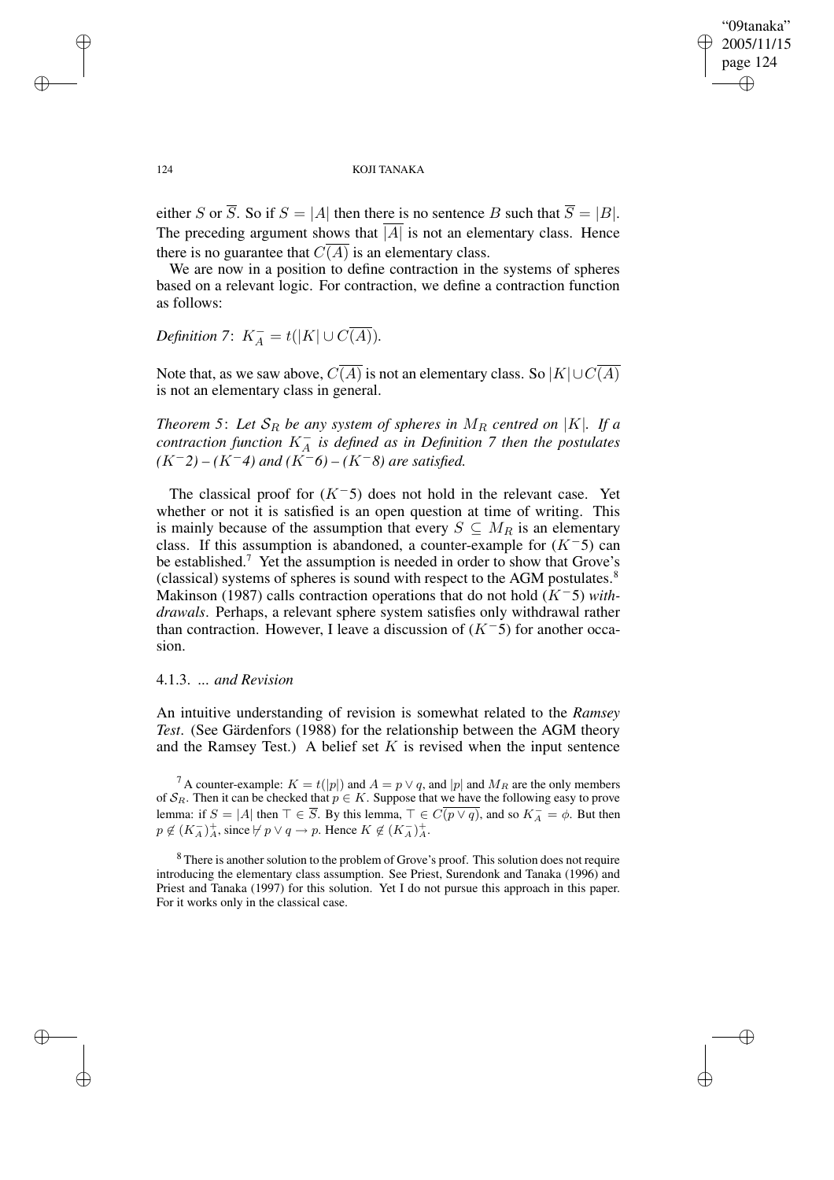either $S$ or $\overline{S}$. So if $S = |A|$ then there is no sentence $B$ such that $\overline{S} = |B|$. The preceding argument shows that $\overline{|A|}$ is not an elementary class. Hence there is no guarantee that $C(\overline{A})$ is an elementary class.

We are now in a position to define contraction in the systems of spheres based on a relevant logic. For contraction, we define a contraction function as follows:

*Definition 7*: $K^-_A = t(|K| \cup C(\overline{A}))$.

Note that, as we saw above, $C(\overline{A})$ is not an elementary class. So $|K| \cup C(\overline{A})$ is not an elementary class in general.

*Theorem 5*: *Let $\mathcal{S}_R$ be any system of spheres in $M_R$ centred on $|K|$. If a contraction function $K^-_A$ is defined as in Definition 7 then the postulates ($K^-2$) – ($K^-4$) and ($K^-6$) – ($K^-8$) are satisfied.*

The classical proof for ($K^-5$) does not hold in the relevant case. Yet whether or not it is satisfied is an open question at time of writing. This is mainly because of the assumption that every $S \subseteq M_R$ is an elementary class. If this assumption is abandoned, a counter-example for ($K^-5$) can be established.[7] Yet the assumption is needed in order to show that Grove's (classical) systems of spheres is sound with respect to the AGM postulates.[8] Makinson (1987) calls contraction operations that do not hold ($K^-5$) *withdrawals*. Perhaps, a relevant sphere system satisfies only withdrawal rather than contraction. However, I leave a discussion of ($K^-5$) for another occasion.

### 4.1.3. *... and Revision*

An intuitive understanding of revision is somewhat related to the *Ramsey Test*. (See Gärdenfors (1988) for the relationship between the AGM theory and the Ramsey Test.) A belief set $K$ is revised when the input sentence

[7] A counter-example: $K = t(|p|)$ and $A = p \vee q$, and $|p|$ and $M_R$ are the only members of $\mathcal{S}_R$. Then it can be checked that $p \in K$. Suppose that we have the following easy to prove lemma: if $S = |A|$ then $\top \in \overline{S}$. By this lemma, $\top \in C(\overline{p \vee q})$, and so $K^-_A = \phi$. But then $p \notin (K^-_A)^+_A$, since $\nvdash p \vee q \rightarrow p$. Hence $K \not\subseteq (K^-_A)^+_A$.

[8] There is another solution to the problem of Grove's proof. This solution does not require introducing the elementary class assumption. See Priest, Surendonk and Tanaka (1996) and Priest and Tanaka (1997) for this solution. Yet I do not pursue this approach in this paper. For it works only in the classical case.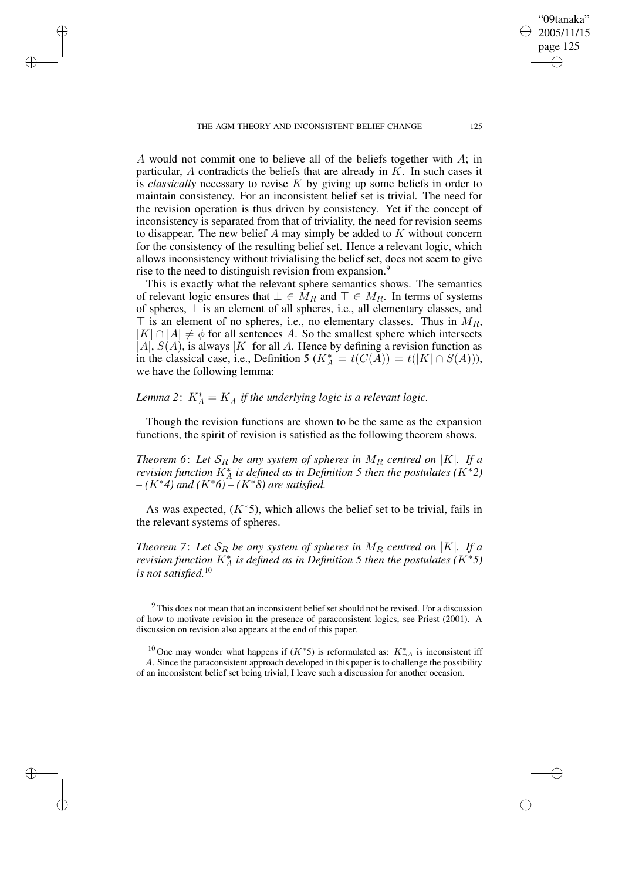$A$ would not commit one to believe all of the beliefs together with $A$; in particular, $A$ contradicts the beliefs that are already in $K$. In such cases it is *classically* necessary to revise $K$ by giving up some beliefs in order to maintain consistency. For an inconsistent belief set is trivial. The need for the revision operation is thus driven by consistency. Yet if the concept of inconsistency is separated from that of triviality, the need for revision seems to disappear. The new belief $A$ may simply be added to $K$ without concern for the consistency of the resulting belief set. Hence a relevant logic, which allows inconsistency without trivialising the belief set, does not seem to give rise to the need to distinguish revision from expansion.[9]

This is exactly what the relevant sphere semantics shows. The semantics of relevant logic ensures that $\perp \in M_R$ and $\top \in M_R$. In terms of systems of spheres, $\perp$ is an element of all spheres, i.e., all elementary classes, and $\top$ is an element of no spheres, i.e., no elementary classes. Thus in $M_R$, $|K| \cap |A| \neq \phi$ for all sentences $A$. So the smallest sphere which intersects $|A|$, $S(A)$, is always $|K|$ for all $A$. Hence by defining a revision function as in the classical case, i.e., Definition 5 ($K^*_A = t(C(A)) = t(|K| \cap S(A))$), we have the following lemma:

*Lemma 2*: $K^*_A = K^+_A$ *if the underlying logic is a relevant logic.*

Though the revision functions are shown to be the same as the expansion functions, the spirit of revision is satisfied as the following theorem shows.

*Theorem 6*: *Let $\mathcal{S}_R$ be any system of spheres in $M_R$ centred on $|K|$. If a revision function $K^*_A$ is defined as in Definition 5 then the postulates ($K^*2$) – ($K^*4$) and ($K^*6$) – ($K^*8$) are satisfied.*

As was expected, ($K^*5$), which allows the belief set to be trivial, fails in the relevant systems of spheres.

*Theorem 7*: *Let $\mathcal{S}_R$ be any system of spheres in $M_R$ centred on $|K|$. If a revision function $K^*_A$ is defined as in Definition 5 then the postulates ($K^*5$) is not satisfied.*[10]

[9] This does not mean that an inconsistent belief set should not be revised. For a discussion of how to motivate revision in the presence of paraconsistent logics, see Priest (2001). A discussion on revision also appears at the end of this paper.

[10] One may wonder what happens if ($K^*5$) is reformulated as: $K^*_{\neg A}$ is inconsistent iff $\vdash A$. Since the paraconsistent approach developed in this paper is to challenge the possibility of an inconsistent belief set being trivial, I leave such a discussion for another occasion.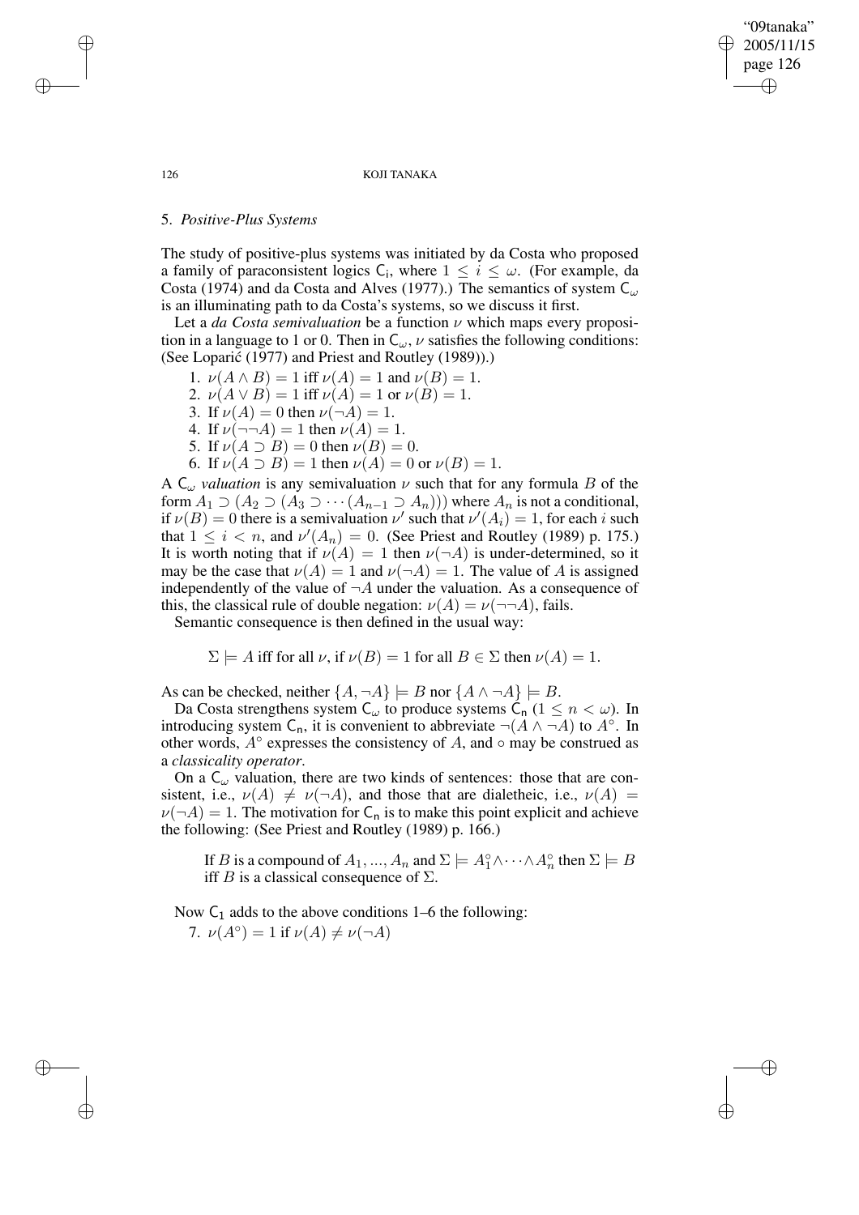## 5. *Positive-Plus Systems*

The study of positive-plus systems was initiated by da Costa who proposed a family of paraconsistent logics $\mathsf{C_i}$, where $1 \leq i \leq \omega$. (For example, da Costa (1974) and da Costa and Alves (1977).) The semantics of system $\mathsf{C}_\omega$ is an illuminating path to da Costa's systems, so we discuss it first.

Let a *da Costa semivaluation* be a function $\nu$ which maps every proposition in a language to 1 or 0. Then in $\mathsf{C}_\omega$, $\nu$ satisfies the following conditions: (See Loparić (1977) and Priest and Routley (1989)).)

1. $\nu(A \wedge B) = 1$ iff $\nu(A) = 1$ and $\nu(B) = 1$.
2. $\nu(A \vee B) = 1$ iff $\nu(A) = 1$ or $\nu(B) = 1$.
3. If $\nu(A) = 0$ then $\nu(\neg A) = 1$.
4. If $\nu(\neg\neg A) = 1$ then $\nu(A) = 1$.
5. If $\nu(A \supset B) = 0$ then $\nu(B) = 0$.
6. If $\nu(A \supset B) = 1$ then $\nu(A) = 0$ or $\nu(B) = 1$.

A $\mathsf{C}_\omega$ *valuation* is any semivaluation $\nu$ such that for any formula $B$ of the form $A_1 \supset (A_2 \supset (A_3 \supset \cdots (A_{n-1} \supset A_n)))$ where $A_n$ is not a conditional, if $\nu(B) = 0$ there is a semivaluation $\nu'$ such that $\nu'(A_i) = 1$, for each $i$ such that $1 \leq i < n$, and $\nu'(A_n) = 0$. (See Priest and Routley (1989) p. 175.) It is worth noting that if $\nu(A) = 1$ then $\nu(\neg A)$ is under-determined, so it may be the case that $\nu(A) = 1$ and $\nu(\neg A) = 1$. The value of $A$ is assigned independently of the value of $\neg A$ under the valuation. As a consequence of this, the classical rule of double negation: $\nu(A) = \nu(\neg\neg A)$, fails.

Semantic consequence is then defined in the usual way:

$$\Sigma \models A \text{ iff for all } \nu, \text{ if } \nu(B) = 1 \text{ for all } B \in \Sigma \text{ then } \nu(A) = 1.$$

As can be checked, neither $\{A, \neg A\} \models B$ nor $\{A \wedge \neg A\} \models B$.

Da Costa strengthens system $\mathsf{C}_\omega$ to produce systems $\mathsf{C_n}$ ($1 \leq n < \omega$). In introducing system $\mathsf{C_n}$, it is convenient to abbreviate $\neg(A \wedge \neg A)$ to $A^\circ$. In other words, $A^\circ$ expresses the consistency of $A$, and $\circ$ may be construed as a *classicality operator*.

On a $\mathsf{C}_\omega$ valuation, there are two kinds of sentences: those that are consistent, i.e., $\nu(A) \neq \nu(\neg A)$, and those that are dialetheic, i.e., $\nu(A) = \nu(\neg A) = 1$. The motivation for $\mathsf{C_n}$ is to make this point explicit and achieve the following: (See Priest and Routley (1989) p. 166.)

> If $B$ is a compound of $A_1, ..., A_n$ and $\Sigma \models A_1^\circ \wedge \cdots \wedge A_n^\circ$ then $\Sigma \models B$ iff $B$ is a classical consequence of $\Sigma$.

Now $\mathsf{C_1}$ adds to the above conditions 1–6 the following:

7. $\nu(A^\circ) = 1$ if $\nu(A) \neq \nu(\neg A)$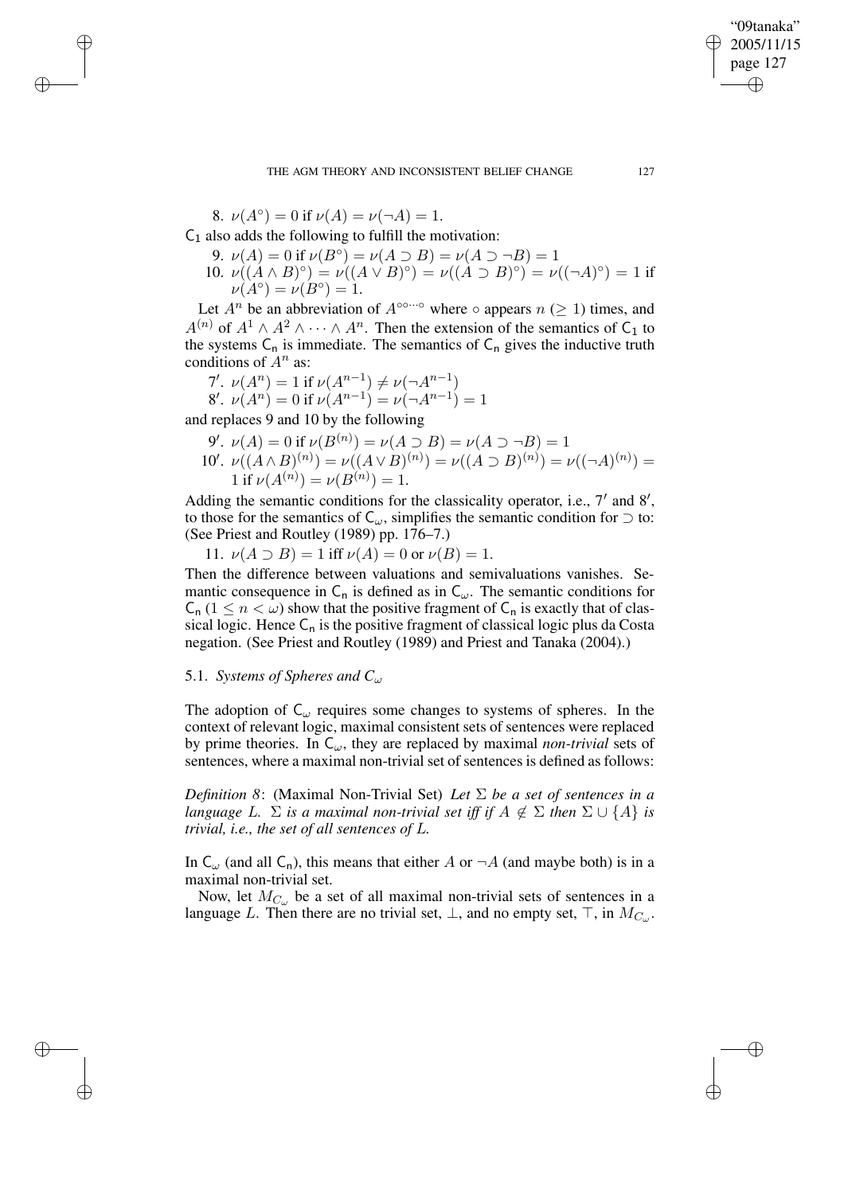8. $\nu(A^\circ) = 0$ if $\nu(A) = \nu(\neg A) = 1$.

$\mathsf{C}_1$ also adds the following to fulfill the motivation:

9. $\nu(A) = 0$ if $\nu(B^\circ) = \nu(A \supset B) = \nu(A \supset \neg B) = 1$
10. $\nu((A \wedge B)^\circ) = \nu((A \vee B)^\circ) = \nu((A \supset B)^\circ) = \nu((\neg A)^\circ) = 1$ if $\nu(A^\circ) = \nu(B^\circ) = 1$.

Let $A^n$ be an abbreviation of $A^{\circ\circ\cdots\circ}$ where $\circ$ appears $n$ ($\geq 1$) times, and $A^{(n)}$ of $A^1 \wedge A^2 \wedge \cdots \wedge A^n$. Then the extension of the semantics of $\mathsf{C}_1$ to the systems $\mathsf{C}_\mathsf{n}$ is immediate. The semantics of $\mathsf{C}_\mathsf{n}$ gives the inductive truth conditions of $A^n$ as:

7′. $\nu(A^n) = 1$ if $\nu(A^{n-1}) \neq \nu(\neg A^{n-1})$
8′. $\nu(A^n) = 0$ if $\nu(A^{n-1}) = \nu(\neg A^{n-1}) = 1$

and replaces 9 and 10 by the following

9′. $\nu(A) = 0$ if $\nu(B^{(n)}) = \nu(A \supset B) = \nu(A \supset \neg B) = 1$
10′. $\nu((A \wedge B)^{(n)}) = \nu((A \vee B)^{(n)}) = \nu((A \supset B)^{(n)}) = \nu((\neg A)^{(n)}) = 1$ if $\nu(A^{(n)}) = \nu(B^{(n)}) = 1$.

Adding the semantic conditions for the classicality operator, i.e., 7′ and 8′, to those for the semantics of $\mathsf{C}_\omega$, simplifies the semantic condition for $\supset$ to: (See Priest and Routley (1989) pp. 176–7.)

11. $\nu(A \supset B) = 1$ iff $\nu(A) = 0$ or $\nu(B) = 1$.

Then the difference between valuations and semivaluations vanishes. Semantic consequence in $\mathsf{C}_\mathsf{n}$ is defined as in $\mathsf{C}_\omega$. The semantic conditions for $\mathsf{C}_\mathsf{n}$ ($1 \leq n < \omega$) show that the positive fragment of $\mathsf{C}_\mathsf{n}$ is exactly that of classical logic. Hence $\mathsf{C}_\mathsf{n}$ is the positive fragment of classical logic plus da Costa negation. (See Priest and Routley (1989) and Priest and Tanaka (2004).)

### 5.1. *Systems of Spheres and $C_\omega$*

The adoption of $\mathsf{C}_\omega$ requires some changes to systems of spheres. In the context of relevant logic, maximal consistent sets of sentences were replaced by prime theories. In $\mathsf{C}_\omega$, they are replaced by maximal *non-trivial* sets of sentences, where a maximal non-trivial set of sentences is defined as follows:

*Definition 8*: (Maximal Non-Trivial Set) *Let $\Sigma$ be a set of sentences in a language $L$. $\Sigma$ is a maximal non-trivial set iff if $A \notin \Sigma$ then $\Sigma \cup \{A\}$ is trivial, i.e., the set of all sentences of $L$.*

In $\mathsf{C}_\omega$ (and all $\mathsf{C}_\mathsf{n}$), this means that either $A$ or $\neg A$ (and maybe both) is in a maximal non-trivial set.

Now, let $M_{C_\omega}$ be a set of all maximal non-trivial sets of sentences in a language $L$. Then there are no trivial set, $\bot$, and no empty set, $\top$, in $M_{C_\omega}$.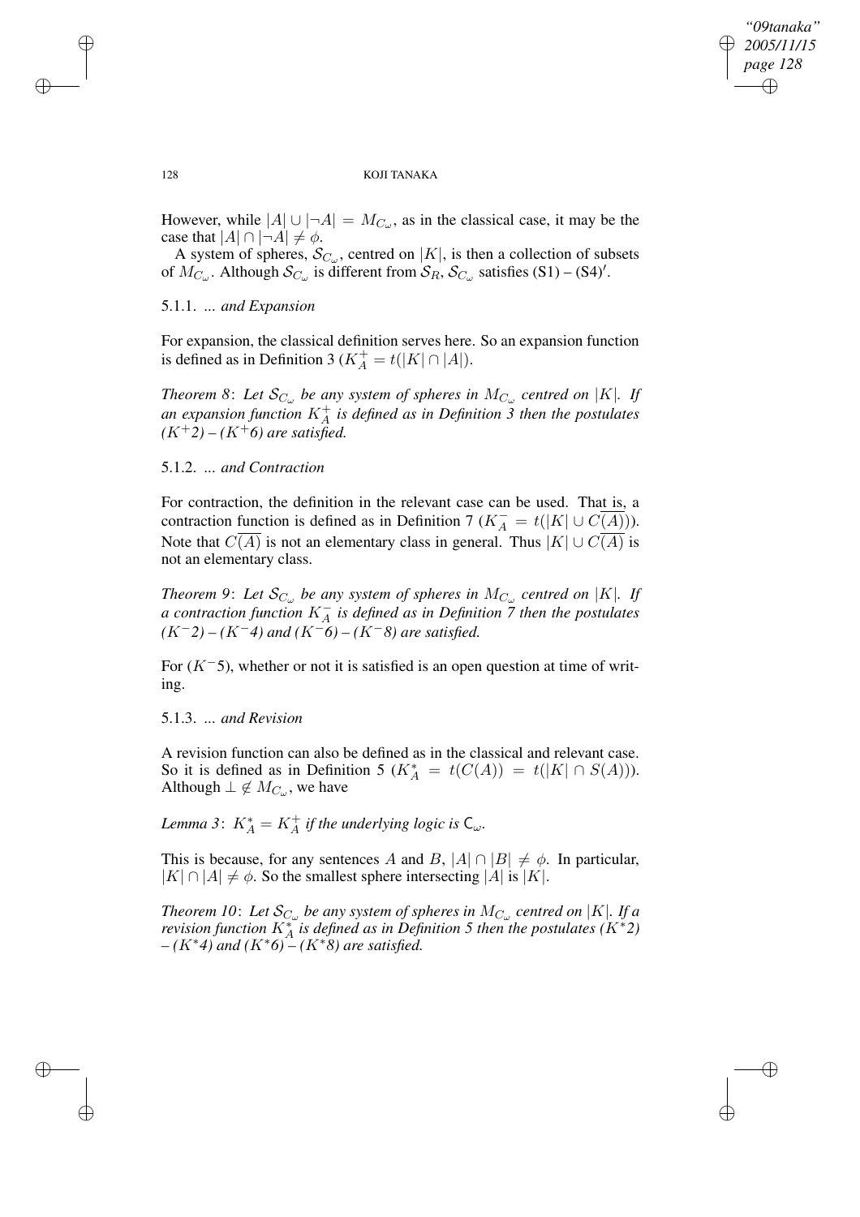However, while $|A| \cup |\neg A| = M_{C_\omega}$, as in the classical case, it may be the case that $|A| \cap |\neg A| \neq \phi$.

A system of spheres, $\mathcal{S}_{C_\omega}$, centred on $|K|$, is then a collection of subsets of $M_{C_\omega}$. Although $\mathcal{S}_{C_\omega}$ is different from $\mathcal{S}_R$, $\mathcal{S}_{C_\omega}$ satisfies (S1) – (S4)$'$.

### 5.1.1. *... and Expansion*

For expansion, the classical definition serves here. So an expansion function is defined as in Definition 3 ($K^+_A = t(|K| \cap |A|)$).

*Theorem 8*: *Let $\mathcal{S}_{C_\omega}$ be any system of spheres in $M_{C_\omega}$ centred on $|K|$. If an expansion function $K^+_A$ is defined as in Definition 3 then the postulates ($K^+2$) – ($K^+6$) are satisfied.*

### 5.1.2. *... and Contraction*

For contraction, the definition in the relevant case can be used. That is, a contraction function is defined as in Definition 7 ($K^-_A = t(|K| \cup \overline{C(A)})$). Note that $\overline{C(A)}$ is not an elementary class in general. Thus $|K| \cup \overline{C(A)}$ is not an elementary class.

*Theorem 9*: *Let $\mathcal{S}_{C_\omega}$ be any system of spheres in $M_{C_\omega}$ centred on $|K|$. If a contraction function $K^-_A$ is defined as in Definition 7 then the postulates ($K^-2$) – ($K^-4$) and ($K^-6$) – ($K^-8$) are satisfied.*

For ($K^-5$), whether or not it is satisfied is an open question at time of writing.

### 5.1.3. *... and Revision*

A revision function can also be defined as in the classical and relevant case. So it is defined as in Definition 5 ($K^*_A = t(C(A)) = t(|K| \cap S(A))$). Although $\bot \notin M_{C_\omega}$, we have

*Lemma 3*: $K^*_A = K^+_A$ *if the underlying logic is* $\mathsf{C}_\omega$.

This is because, for any sentences $A$ and $B$, $|A| \cap |B| \neq \phi$. In particular, $|K| \cap |A| \neq \phi$. So the smallest sphere intersecting $|A|$ is $|K|$.

*Theorem 10*: *Let $\mathcal{S}_{C_\omega}$ be any system of spheres in $M_{C_\omega}$ centred on $|K|$. If a revision function $K^*_A$ is defined as in Definition 5 then the postulates ($K^*2$) – ($K^*4$) and ($K^*6$) – ($K^*8$) are satisfied.*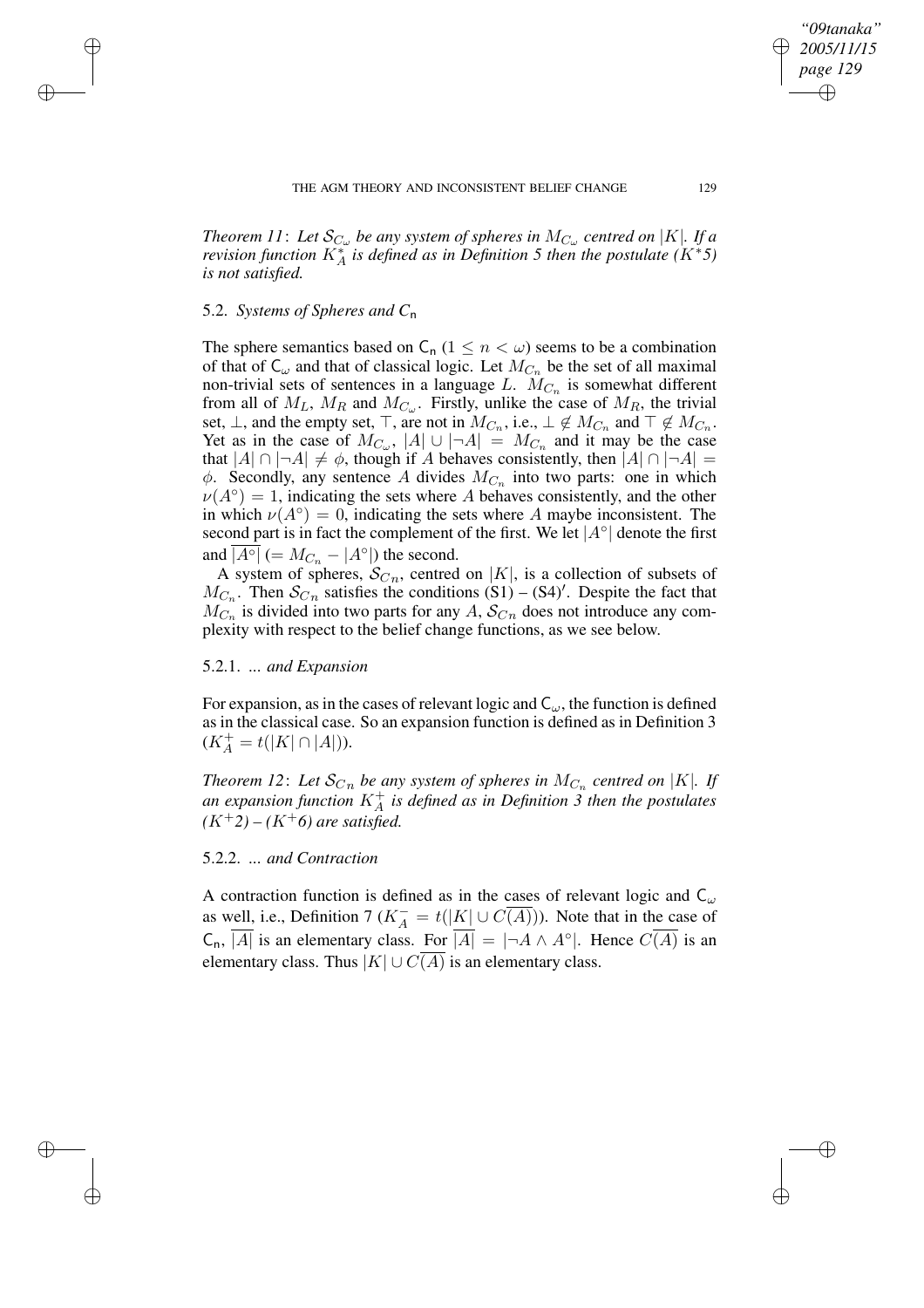*Theorem 11*: *Let $\mathcal{S}_{C_\omega}$ be any system of spheres in $M_{C_\omega}$ centred on $|K|$. If a revision function $K^*_A$ is defined as in Definition 5 then the postulate ($K^*5$) is not satisfied.*

### 5.2. *Systems of Spheres and* $\mathsf{C_n}$

The sphere semantics based on $\mathsf{C_n}$ ($1 \leq n < \omega$) seems to be a combination of that of $\mathsf{C}_\omega$ and that of classical logic. Let $M_{C_n}$ be the set of all maximal non-trivial sets of sentences in a language $L$. $M_{C_n}$ is somewhat different from all of $M_L$, $M_R$ and $M_{C_\omega}$. Firstly, unlike the case of $M_R$, the trivial set, $\bot$, and the empty set, $\top$, are not in $M_{C_n}$, i.e., $\bot \notin M_{C_n}$ and $\top \notin M_{C_n}$. Yet as in the case of $M_{C_\omega}$, $|A| \cup |\neg A| = M_{C_n}$ and it may be the case that $|A| \cap |\neg A| \neq \phi$, though if $A$ behaves consistently, then $|A| \cap |\neg A| = \phi$. Secondly, any sentence $A$ divides $M_{C_n}$ into two parts: one in which $\nu(A^\circ) = 1$, indicating the sets where $A$ behaves consistently, and the other in which $\nu(A^\circ) = 0$, indicating the sets where $A$ maybe inconsistent. The second part is in fact the complement of the first. We let $|A^\circ|$ denote the first and $\overline{|A^\circ|}$ ($= M_{C_n} - |A^\circ|$) the second.

A system of spheres, $\mathcal{S}_{Cn}$, centred on $|K|$, is a collection of subsets of $M_{C_n}$. Then $\mathcal{S}_{Cn}$ satisfies the conditions (S1) – (S4)$'$. Despite the fact that $M_{C_n}$ is divided into two parts for any $A$, $\mathcal{S}_{Cn}$ does not introduce any complexity with respect to the belief change functions, as we see below.

#### 5.2.1. *... and Expansion*

For expansion, as in the cases of relevant logic and $\mathsf{C}_\omega$, the function is defined as in the classical case. So an expansion function is defined as in Definition 3 ($K^+_A = t(|K| \cap |A|)$).

*Theorem 12*: *Let $\mathcal{S}_{Cn}$ be any system of spheres in $M_{C_n}$ centred on $|K|$. If an expansion function $K^+_A$ is defined as in Definition 3 then the postulates ($K^+2$) – ($K^+6$) are satisfied.*

#### 5.2.2. *... and Contraction*

A contraction function is defined as in the cases of relevant logic and $\mathsf{C}_\omega$ as well, i.e., Definition 7 ($K^-_A = t(|K| \cup C(\overline{A}))$). Note that in the case of $\mathsf{C_n}$, $\overline{|A|}$ is an elementary class. For $\overline{|A|} = |\neg A \wedge A^\circ|$. Hence $C(\overline{A})$ is an elementary class. Thus $|K| \cup C(\overline{A})$ is an elementary class.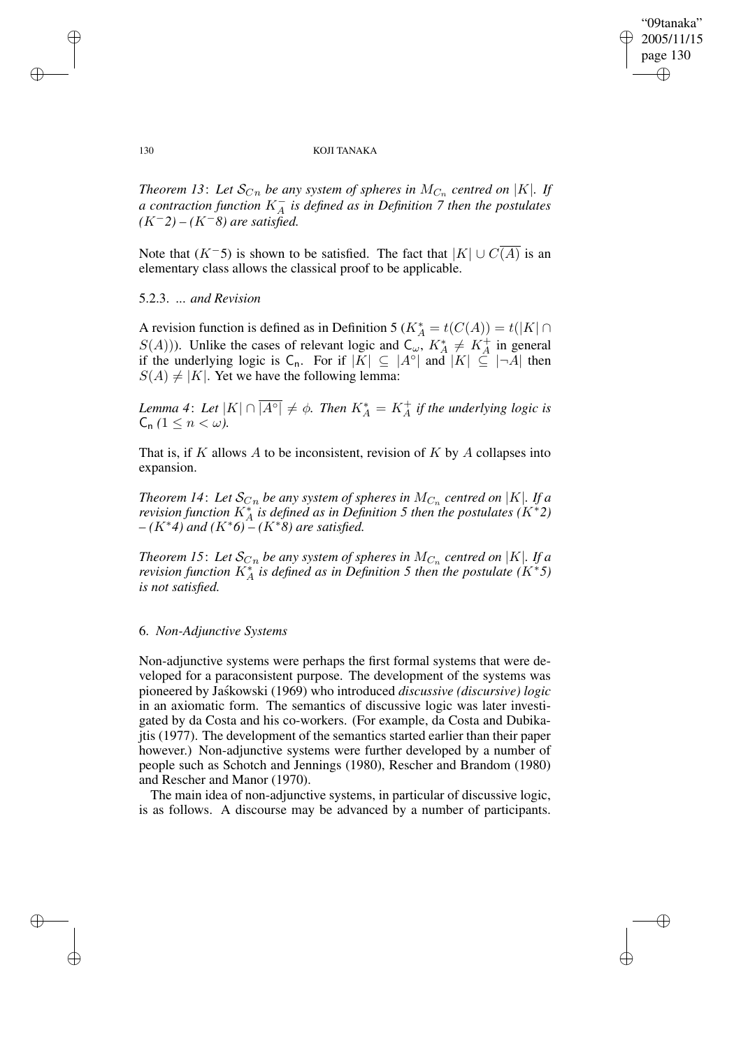*Theorem 13*: *Let $\mathcal{S}_{C_n}$ be any system of spheres in $M_{C_n}$ centred on $|K|$. If a contraction function $K^-_A$ is defined as in Definition 7 then the postulates ($K^-2$) – ($K^-8$) are satisfied.*

Note that ($K^-5$) is shown to be satisfied. The fact that $|K| \cup C(\overline{A})$ is an elementary class allows the classical proof to be applicable.

5.2.3. *... and Revision*

A revision function is defined as in Definition 5 ($K^*_A = t(C(A)) = t(|K| \cap S(A))$). Unlike the cases of relevant logic and $\mathsf{C}_\omega$, $K^*_A \neq K^+_A$ in general if the underlying logic is $\mathsf{C_n}$. For if $|K| \subseteq |A^\circ|$ and $|K| \subseteq |\neg A|$ then $S(A) \neq |K|$. Yet we have the following lemma:

*Lemma 4*: *Let $|K| \cap \overline{|A^\circ|} \neq \phi$. Then $K^*_A = K^+_A$ if the underlying logic is $\mathsf{C_n}$ ($1 \leq n < \omega$).*

That is, if $K$ allows $A$ to be inconsistent, revision of $K$ by $A$ collapses into expansion.

*Theorem 14*: *Let $\mathcal{S}_{C_n}$ be any system of spheres in $M_{C_n}$ centred on $|K|$. If a revision function $K^*_A$ is defined as in Definition 5 then the postulates ($K^*2$) – ($K^*4$) and ($K^*6$) – ($K^*8$) are satisfied.*

*Theorem 15*: *Let $\mathcal{S}_{C_n}$ be any system of spheres in $M_{C_n}$ centred on $|K|$. If a revision function $K^*_A$ is defined as in Definition 5 then the postulate ($K^*5$) is not satisfied.*

## 6. *Non-Adjunctive Systems*

Non-adjunctive systems were perhaps the first formal systems that were developed for a paraconsistent purpose. The development of the systems was pioneered by Jaśkowski (1969) who introduced *discussive (discursive) logic* in an axiomatic form. The semantics of discussive logic was later investigated by da Costa and his co-workers. (For example, da Costa and Dubikajtis (1977). The development of the semantics started earlier than their paper however.) Non-adjunctive systems were further developed by a number of people such as Schotch and Jennings (1980), Rescher and Brandom (1980) and Rescher and Manor (1970).

The main idea of non-adjunctive systems, in particular of discussive logic, is as follows. A discourse may be advanced by a number of participants.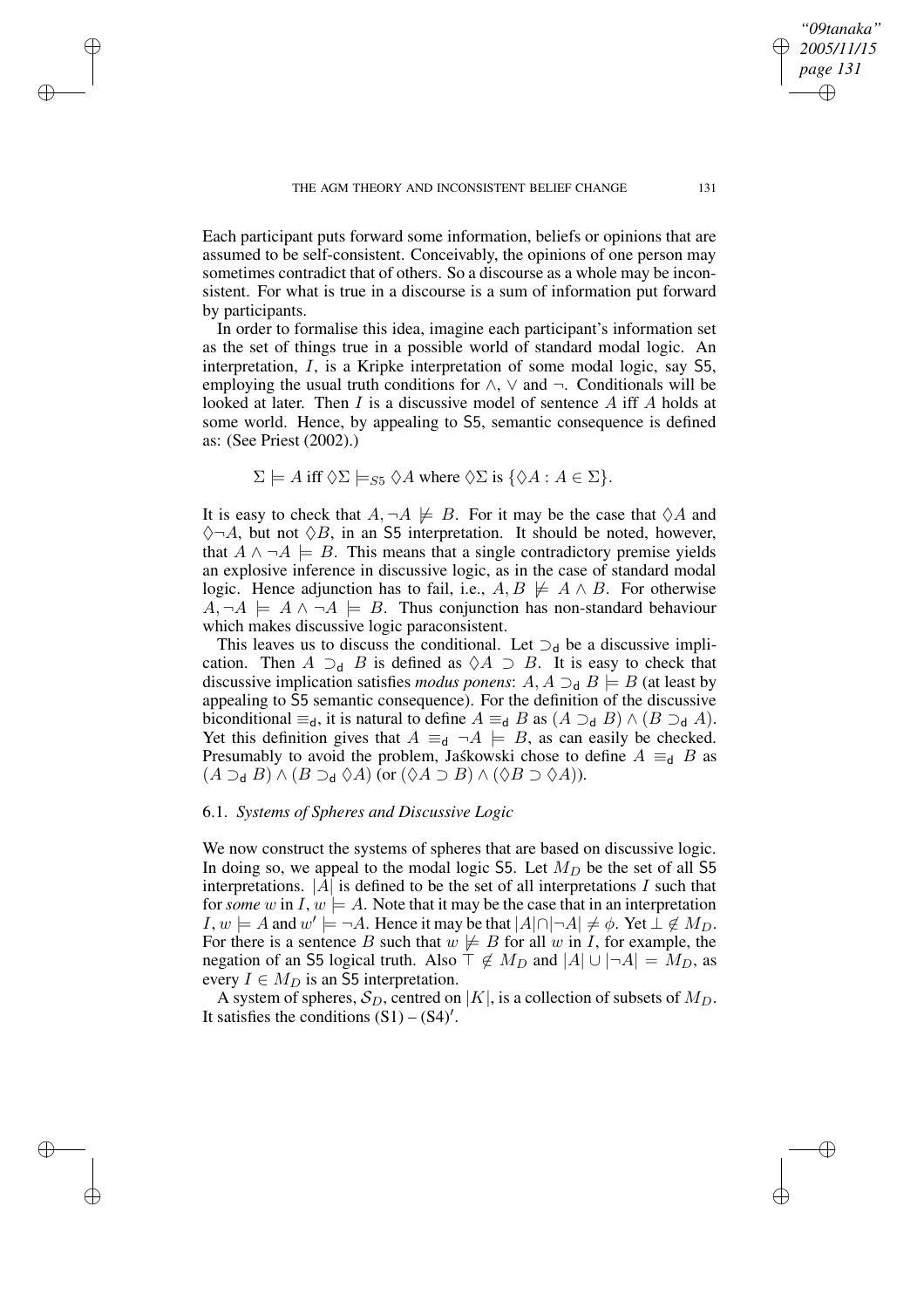Each participant puts forward some information, beliefs or opinions that are assumed to be self-consistent. Conceivably, the opinions of one person may sometimes contradict that of others. So a discourse as a whole may be inconsistent. For what is true in a discourse is a sum of information put forward by participants.

In order to formalise this idea, imagine each participant's information set as the set of things true in a possible world of standard modal logic. An interpretation, $I$, is a Kripke interpretation of some modal logic, say S5, employing the usual truth conditions for $\wedge$, $\vee$ and $\neg$. Conditionals will be looked at later. Then $I$ is a discussive model of sentence $A$ iff $A$ holds at some world. Hence, by appealing to S5, semantic consequence is defined as: (See Priest (2002).)

$$\Sigma \models A \text{ iff } \Diamond\Sigma \models_{S5} \Diamond A \text{ where } \Diamond\Sigma \text{ is } \{\Diamond A : A \in \Sigma\}.$$

It is easy to check that $A, \neg A \not\models B$. For it may be the case that $\Diamond A$ and $\Diamond\neg A$, but not $\Diamond B$, in an S5 interpretation. It should be noted, however, that $A \wedge \neg A \models B$. This means that a single contradictory premise yields an explosive inference in discussive logic, as in the case of standard modal logic. Hence adjunction has to fail, i.e., $A, B \not\models A \wedge B$. For otherwise $A, \neg A \models A \wedge \neg A \models B$. Thus conjunction has non-standard behaviour which makes discussive logic paraconsistent.

This leaves us to discuss the conditional. Let $\supset_{\mathsf{d}}$ be a discussive implication. Then $A \supset_{\mathsf{d}} B$ is defined as $\Diamond A \supset B$. It is easy to check that discussive implication satisfies *modus ponens*: $A, A \supset_{\mathsf{d}} B \models B$ (at least by appealing to S5 semantic consequence). For the definition of the discussive biconditional $\equiv_{\mathsf{d}}$, it is natural to define $A \equiv_{\mathsf{d}} B$ as $(A \supset_{\mathsf{d}} B) \wedge (B \supset_{\mathsf{d}} A)$. Yet this definition gives that $A \equiv_{\mathsf{d}} \neg A \models B$, as can easily be checked. Presumably to avoid the problem, Jaśkowski chose to define $A \equiv_{\mathsf{d}} B$ as $(A \supset_{\mathsf{d}} B) \wedge (B \supset_{\mathsf{d}} \Diamond A)$ (or $(\Diamond A \supset B) \wedge (\Diamond B \supset \Diamond A)$).

### 6.1. *Systems of Spheres and Discussive Logic*

We now construct the systems of spheres that are based on discussive logic. In doing so, we appeal to the modal logic S5. Let $M_D$ be the set of all S5 interpretations. $|A|$ is defined to be the set of all interpretations $I$ such that for *some* $w$ in $I$, $w \models A$. Note that it may be the case that in an interpretation $I$, $w \models A$ and $w' \models \neg A$. Hence it may be that $|A| \cap |\neg A| \neq \phi$. Yet $\perp \notin M_D$. For there is a sentence $B$ such that $w \not\models B$ for all $w$ in $I$, for example, the negation of an S5 logical truth. Also $\top \notin M_D$ and $|A| \cup |\neg A| = M_D$, as every $I \in M_D$ is an S5 interpretation.

A system of spheres, $\mathcal{S}_D$, centred on $|K|$, is a collection of subsets of $M_D$. It satisfies the conditions (S1) – (S4)$'$.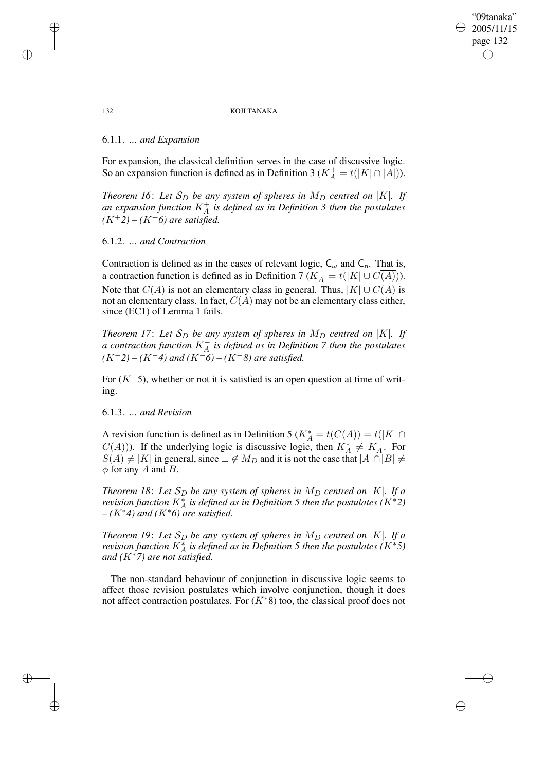### 6.1.1. ... *and Expansion*

For expansion, the classical definition serves in the case of discussive logic. So an expansion function is defined as in Definition 3 ($K^+_A = t(|K| \cap |A|)$).

*Theorem 16*: *Let $\mathcal{S}_D$ be any system of spheres in $M_D$ centred on $|K|$. If an expansion function $K^+_A$ is defined as in Definition 3 then the postulates ($K^+2$) – ($K^+6$) are satisfied.*

### 6.1.2. ... *and Contraction*

Contraction is defined as in the cases of relevant logic, $\mathsf{C}_\omega$ and $\mathsf{C_n}$. That is, a contraction function is defined as in Definition 7 ($K^-_A = t(|K| \cup \overline{C(A)})$). Note that $\overline{C(A)}$ is not an elementary class in general. Thus, $|K| \cup \overline{C(A)}$ is not an elementary class. In fact, $C(A)$ may not be an elementary class either, since (EC1) of Lemma 1 fails.

*Theorem 17*: *Let $\mathcal{S}_D$ be any system of spheres in $M_D$ centred on $|K|$. If a contraction function $K^-_A$ is defined as in Definition 7 then the postulates ($K^-2$) – ($K^-4$) and ($K^-6$) – ($K^-8$) are satisfied.*

For ($K^-5$), whether or not it is satisfied is an open question at time of writing.

### 6.1.3. ... *and Revision*

A revision function is defined as in Definition 5 ($K^*_A = t(C(A)) = t(|K| \cap C(A))$). If the underlying logic is discussive logic, then $K^*_A \neq K^+_A$. For $S(A) \neq |K|$ in general, since $\perp \notin M_D$ and it is not the case that $|A| \cap |B| \neq \phi$ for any $A$ and $B$.

*Theorem 18*: *Let $\mathcal{S}_D$ be any system of spheres in $M_D$ centred on $|K|$. If a revision function $K^*_A$ is defined as in Definition 5 then the postulates ($K^*2$) – ($K^*4$) and ($K^*6$) are satisfied.*

*Theorem 19*: *Let $\mathcal{S}_D$ be any system of spheres in $M_D$ centred on $|K|$. If a revision function $K^*_A$ is defined as in Definition 5 then the postulates ($K^*5$) and ($K^*7$) are not satisfied.*

The non-standard behaviour of conjunction in discussive logic seems to affect those revision postulates which involve conjunction, though it does not affect contraction postulates. For ($K^*8$) too, the classical proof does not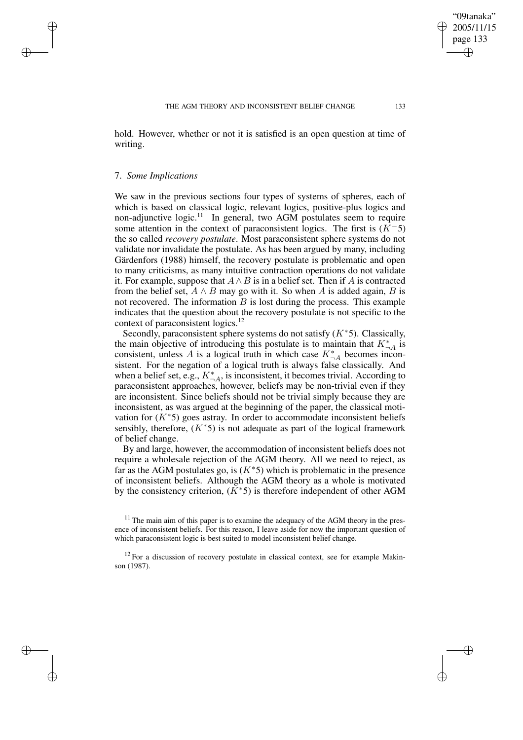hold. However, whether or not it is satisfied is an open question at time of writing.

### 7. *Some Implications*

We saw in the previous sections four types of systems of spheres, each of which is based on classical logic, relevant logics, positive-plus logics and non-adjunctive logic.[11] In general, two AGM postulates seem to require some attention in the context of paraconsistent logics. The first is $(K^-5)$ the so called *recovery postulate*. Most paraconsistent sphere systems do not validate nor invalidate the postulate. As has been argued by many, including Gärdenfors (1988) himself, the recovery postulate is problematic and open to many criticisms, as many intuitive contraction operations do not validate it. For example, suppose that $A \wedge B$ is in a belief set. Then if $A$ is contracted from the belief set, $A \wedge B$ may go with it. So when $A$ is added again, $B$ is not recovered. The information $B$ is lost during the process. This example indicates that the question about the recovery postulate is not specific to the context of paraconsistent logics.[12]

Secondly, paraconsistent sphere systems do not satisfy $(K^*5)$. Classically, the main objective of introducing this postulate is to maintain that $K^*_{\neg A}$ is consistent, unless $A$ is a logical truth in which case $K^*_{\neg A}$ becomes inconsistent. For the negation of a logical truth is always false classically. And when a belief set, e.g., $K^*_{\neg A}$, is inconsistent, it becomes trivial. According to paraconsistent approaches, however, beliefs may be non-trivial even if they are inconsistent. Since beliefs should not be trivial simply because they are inconsistent, as was argued at the beginning of the paper, the classical motivation for $(K^*5)$ goes astray. In order to accommodate inconsistent beliefs sensibly, therefore, $(K^*5)$ is not adequate as part of the logical framework of belief change.

By and large, however, the accommodation of inconsistent beliefs does not require a wholesale rejection of the AGM theory. All we need to reject, as far as the AGM postulates go, is $(K^*5)$ which is problematic in the presence of inconsistent beliefs. Although the AGM theory as a whole is motivated by the consistency criterion, $(K^*5)$ is therefore independent of other AGM

[11] The main aim of this paper is to examine the adequacy of the AGM theory in the presence of inconsistent beliefs. For this reason, I leave aside for now the important question of which paraconsistent logic is best suited to model inconsistent belief change.

[12] For a discussion of recovery postulate in classical context, see for example Makinson (1987).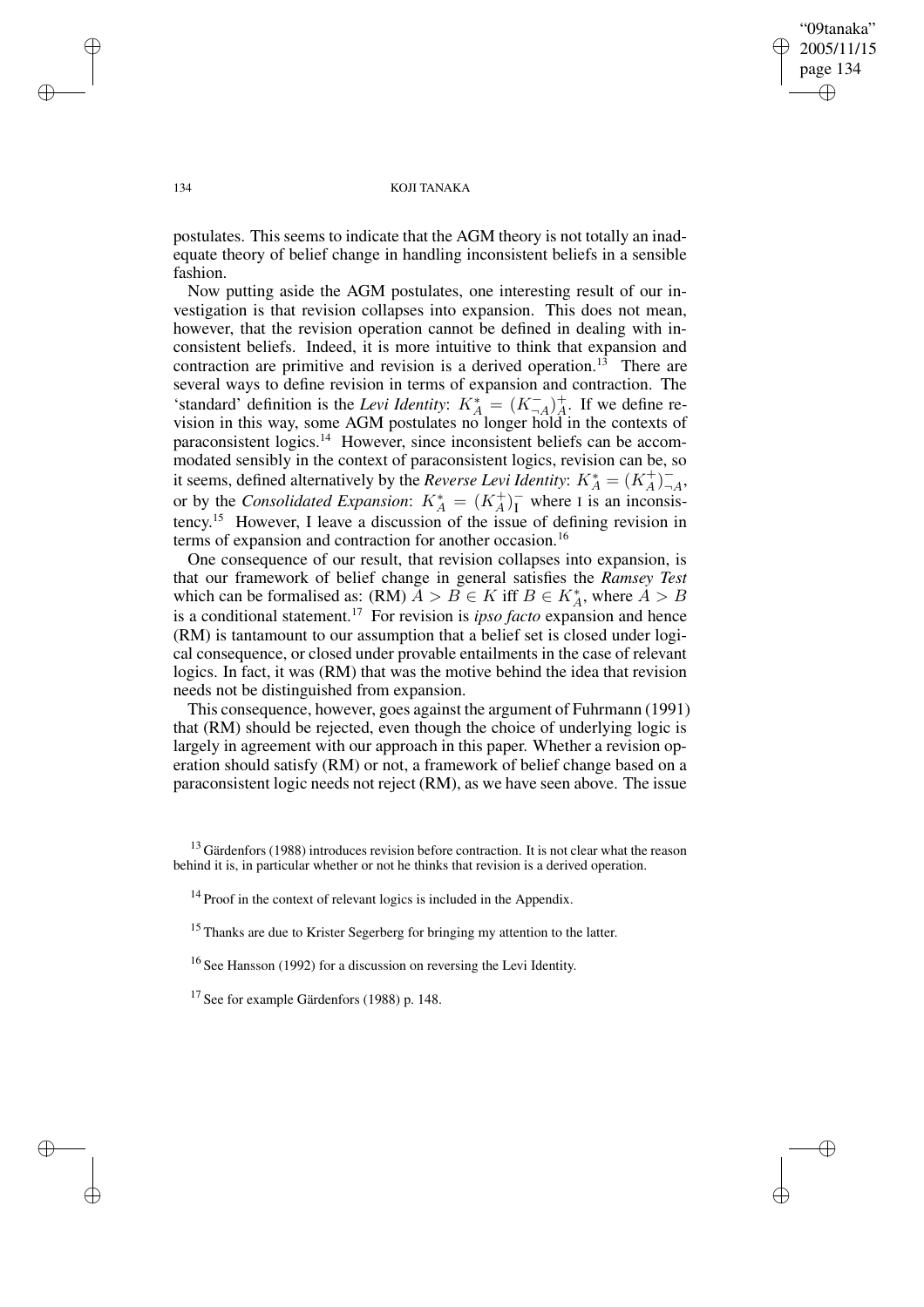postulates. This seems to indicate that the AGM theory is not totally an inadequate theory of belief change in handling inconsistent beliefs in a sensible fashion.

Now putting aside the AGM postulates, one interesting result of our investigation is that revision collapses into expansion. This does not mean, however, that the revision operation cannot be defined in dealing with inconsistent beliefs. Indeed, it is more intuitive to think that expansion and contraction are primitive and revision is a derived operation.[13] There are several ways to define revision in terms of expansion and contraction. The 'standard' definition is the *Levi Identity*: $K^*_A = (K^-_{\neg A})^+_A$. If we define revision in this way, some AGM postulates no longer hold in the contexts of paraconsistent logics.[14] However, since inconsistent beliefs can be accommodated sensibly in the context of paraconsistent logics, revision can be, so it seems, defined alternatively by the *Reverse Levi Identity*: $K^*_A = (K^+_A)^-_{\neg A}$, or by the *Consolidated Expansion*: $K^*_A = (K^+_A)^-_{\mathrm{I}}$ where I is an inconsistency.[15] However, I leave a discussion of the issue of defining revision in terms of expansion and contraction for another occasion.[16]

One consequence of our result, that revision collapses into expansion, is that our framework of belief change in general satisfies the *Ramsey Test* which can be formalised as: (RM) $A > B \in K$ iff $B \in K^*_A$, where $A > B$ is a conditional statement.[17] For revision is *ipso facto* expansion and hence (RM) is tantamount to our assumption that a belief set is closed under logical consequence, or closed under provable entailments in the case of relevant logics. In fact, it was (RM) that was the motive behind the idea that revision needs not be distinguished from expansion.

This consequence, however, goes against the argument of Fuhrmann (1991) that (RM) should be rejected, even though the choice of underlying logic is largely in agreement with our approach in this paper. Whether a revision operation should satisfy (RM) or not, a framework of belief change based on a paraconsistent logic needs not reject (RM), as we have seen above. The issue

[13] Gärdenfors (1988) introduces revision before contraction. It is not clear what the reason behind it is, in particular whether or not he thinks that revision is a derived operation.

[14] Proof in the context of relevant logics is included in the Appendix.

[15] Thanks are due to Krister Segerberg for bringing my attention to the latter.

[16] See Hansson (1992) for a discussion on reversing the Levi Identity.

[17] See for example Gärdenfors (1988) p. 148.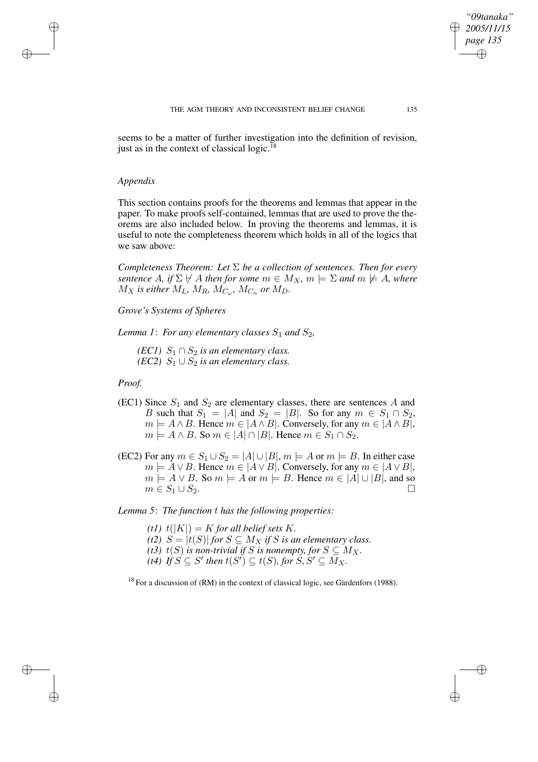seems to be a matter of further investigation into the definition of revision, just as in the context of classical logic.[18]

## *Appendix*

This section contains proofs for the theorems and lemmas that appear in the paper. To make proofs self-contained, lemmas that are used to prove the theorems are also included below. In proving the theorems and lemmas, it is useful to note the completeness theorem which holds in all of the logics that we saw above:

*Completeness Theorem: Let $\Sigma$ be a collection of sentences. Then for every sentence $A$, if $\Sigma \not\vdash A$ then for some $m \in M_X$, $m \models \Sigma$ and $m \not\models A$, where $M_X$ is either $M_L$, $M_R$, $M_{C_\omega}$, $M_{C_n}$ or $M_D$.*

### *Grove's Systems of Spheres*

*Lemma 1*: *For any elementary classes $S_1$ and $S_2$,*

> *(EC1) $S_1 \cap S_2$ is an elementary class.*
> *(EC2) $S_1 \cup S_2$ is an elementary class.*

*Proof.*

(EC1) Since $S_1$ and $S_2$ are elementary classes, there are sentences $A$ and $B$ such that $S_1 = |A|$ and $S_2 = |B|$. So for any $m \in S_1 \cap S_2$, $m \models A \wedge B$. Hence $m \in |A \wedge B|$. Conversely, for any $m \in |A \wedge B|$, $m \models A \wedge B$. So $m \in |A| \cap |B|$. Hence $m \in S_1 \cap S_2$.

(EC2) For any $m \in S_1 \cup S_2 = |A| \cup |B|$, $m \models A$ or $m \models B$. In either case $m \models A \vee B$. Hence $m \in |A \vee B|$. Conversely, for any $m \in |A \vee B|$, $m \models A \vee B$. So $m \models A$ or $m \models B$. Hence $m \in |A| \cup |B|$, and so $m \in S_1 \cup S_2$. □

*Lemma 5*: *The function $t$ has the following properties:*

> *(t1) $t(|K|) = K$ for all belief sets $K$.*
> *(t2) $S = |t(S)|$ for $S \subseteq M_X$ if $S$ is an elementary class.*
> *(t3) $t(S)$ is non-trivial if $S$ is nonempty, for $S \subseteq M_X$.*
> *(t4) If $S \subseteq S'$ then $t(S') \subseteq t(S)$, for $S, S' \subseteq M_X$.*

[18] For a discussion of (RM) in the context of classical logic, see Gärdenfors (1988).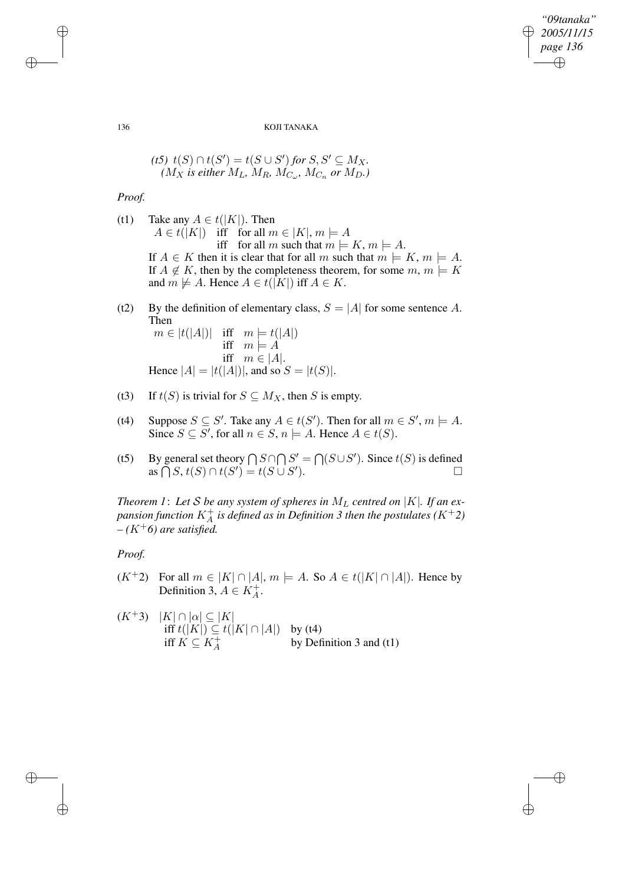*(t5) $t(S) \cap t(S') = t(S \cup S')$ for $S, S' \subseteq M_X$.*
*($M_X$ is either $M_L$, $M_R$, $M_{C_\omega}$, $M_{C_n}$ or $M_D$.)*

*Proof.*

(t1) Take any $A \in t(|K|)$. Then

$$\begin{aligned} A \in t(|K|) \quad &\text{iff} \quad \text{for all } m \in |K|, m \models A \\ &\text{iff} \quad \text{for all } m \text{ such that } m \models K, m \models A. \end{aligned}$$

If $A \in K$ then it is clear that for all $m$ such that $m \models K$, $m \models A$. If $A \notin K$, then by the completeness theorem, for some $m$, $m \models K$ and $m \not\models A$. Hence $A \in t(|K|)$ iff $A \in K$.

(t2) By the definition of elementary class, $S = |A|$ for some sentence $A$. Then

$$\begin{aligned} m \in |t(|A|)| \quad &\text{iff} \quad m \models t(|A|) \\ &\text{iff} \quad m \models A \\ &\text{iff} \quad m \in |A|. \end{aligned}$$

Hence $|A| = |t(|A|)|$, and so $S = |t(S)|$.

(t3) If $t(S)$ is trivial for $S \subseteq M_X$, then $S$ is empty.

(t4) Suppose $S \subseteq S'$. Take any $A \in t(S')$. Then for all $m \in S'$, $m \models A$. Since $S \subseteq S'$, for all $n \in S$, $n \models A$. Hence $A \in t(S)$.

(t5) By general set theory $\bigcap S \cap \bigcap S' = \bigcap (S \cup S')$. Since $t(S)$ is defined as $\bigcap S$, $t(S) \cap t(S') = t(S \cup S')$. □

*Theorem 1*: *Let $\mathcal{S}$ be any system of spheres in $M_L$ centred on $|K|$. If an expansion function $K^+_A$ is defined as in Definition 3 then the postulates ($K^+2$) – ($K^+6$) are satisfied.*

*Proof.*

($K^+2$) For all $m \in |K| \cap |A|$, $m \models A$. So $A \in t(|K| \cap |A|)$. Hence by Definition 3, $A \in K^+_A$.

($K^+3$)

$$\begin{aligned} &|K| \cap |\alpha| \subseteq |K| \\ &\text{iff } t(|K|) \subseteq t(|K| \cap |A|) \quad \text{by (t4)} \\ &\text{iff } K \subseteq K^+_A \quad \text{by Definition 3 and (t1)} \end{aligned}$$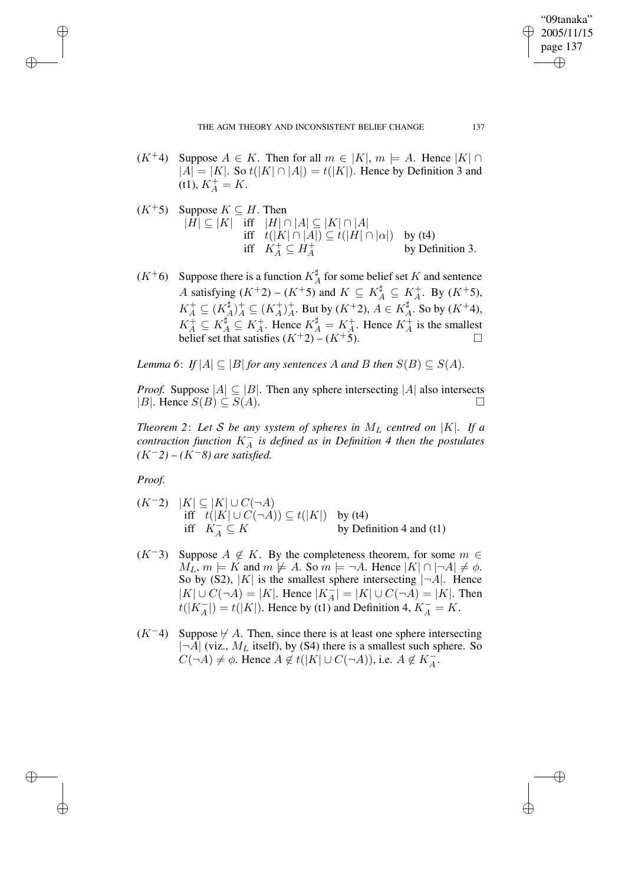$(K^{+}4)$ Suppose $A \in K$. Then for all $m \in |K|$, $m \models A$. Hence $|K| \cap |A| = |K|$. So $t(|K| \cap |A|) = t(|K|)$. Hence by Definition 3 and (t1), $K^{+}_{A} = K$.

$(K^{+}5)$ Suppose $K \subseteq H$. Then

$$
\begin{array}{llll}
|H| \subseteq |K| & \text{iff} & |H| \cap |A| \subseteq |K| \cap |A| & \\
 & \text{iff} & t(|K| \cap |A|) \subseteq t(|H| \cap |\alpha|) & \text{by (t4)} \\
 & \text{iff} & K^{+}_{A} \subseteq H^{+}_{A} & \text{by Definition 3.}
\end{array}
$$

$(K^{+}6)$ Suppose there is a function $K^{\sharp}_{A}$ for some belief set $K$ and sentence $A$ satisfying $(K^{+}2)$ – $(K^{+}5)$ and $K \subseteq K^{\sharp}_{A} \subseteq K^{+}_{A}$. By $(K^{+}5)$, $K^{+}_{A} \subseteq (K^{\sharp}_{A})^{+}_{A} \subseteq (K^{+}_{A})^{+}_{A}$. But by $(K^{+}2)$, $A \in K^{\sharp}_{A}$. So by $(K^{+}4)$, $K^{+}_{A} \subseteq K^{\sharp}_{A} \subseteq K^{+}_{A}$. Hence $K^{\sharp}_{A} = K^{+}_{A}$. Hence $K^{+}_{A}$ is the smallest belief set that satisfies $(K^{+}2)$ – $(K^{+}5)$. □

*Lemma 6*: *If $|A| \subseteq |B|$ for any sentences $A$ and $B$ then $S(B) \subseteq S(A)$.*

*Proof.* Suppose $|A| \subseteq |B|$. Then any sphere intersecting $|A|$ also intersects $|B|$. Hence $S(B) \subseteq S(A)$. □

*Theorem 2*: *Let $\mathcal{S}$ be any system of spheres in $M_L$ centred on $|K|$. If a contraction function $K^{-}_{A}$ is defined as in Definition 4 then the postulates $(K^{-}2)$ – $(K^{-}8)$ are satisfied.*

*Proof.*

$(K^{-}2)$

$$
\begin{array}{lll}
|K| \subseteq |K| \cup C(\neg A) & & \\
\text{iff} \quad t(|K| \cup C(\neg A)) \subseteq t(|K|) & & \text{by (t4)} \\
\text{iff} \quad K^{-}_{A} \subseteq K & & \text{by Definition 4 and (t1)}
\end{array}
$$

$(K^{-}3)$ Suppose $A \notin K$. By the completeness theorem, for some $m \in M_L$, $m \models K$ and $m \not\models A$. So $m \models \neg A$. Hence $|K| \cap |\neg A| \neq \phi$. So by (S2), $|K|$ is the smallest sphere intersecting $|\neg A|$. Hence $|K| \cup C(\neg A) = |K|$. Hence $|K^{-}_{A}| = |K| \cup C(\neg A) = |K|$. Then $t(|K^{-}_{A}|) = t(|K|)$. Hence by (t1) and Definition 4, $K^{-}_{A} = K$.

$(K^{-}4)$ Suppose $\not\vdash A$. Then, since there is at least one sphere intersecting $|\neg A|$ (viz., $M_L$ itself), by (S4) there is a smallest such sphere. So $C(\neg A) \neq \phi$. Hence $A \notin t(|K| \cup C(\neg A))$, i.e. $A \notin K^{-}_{A}$.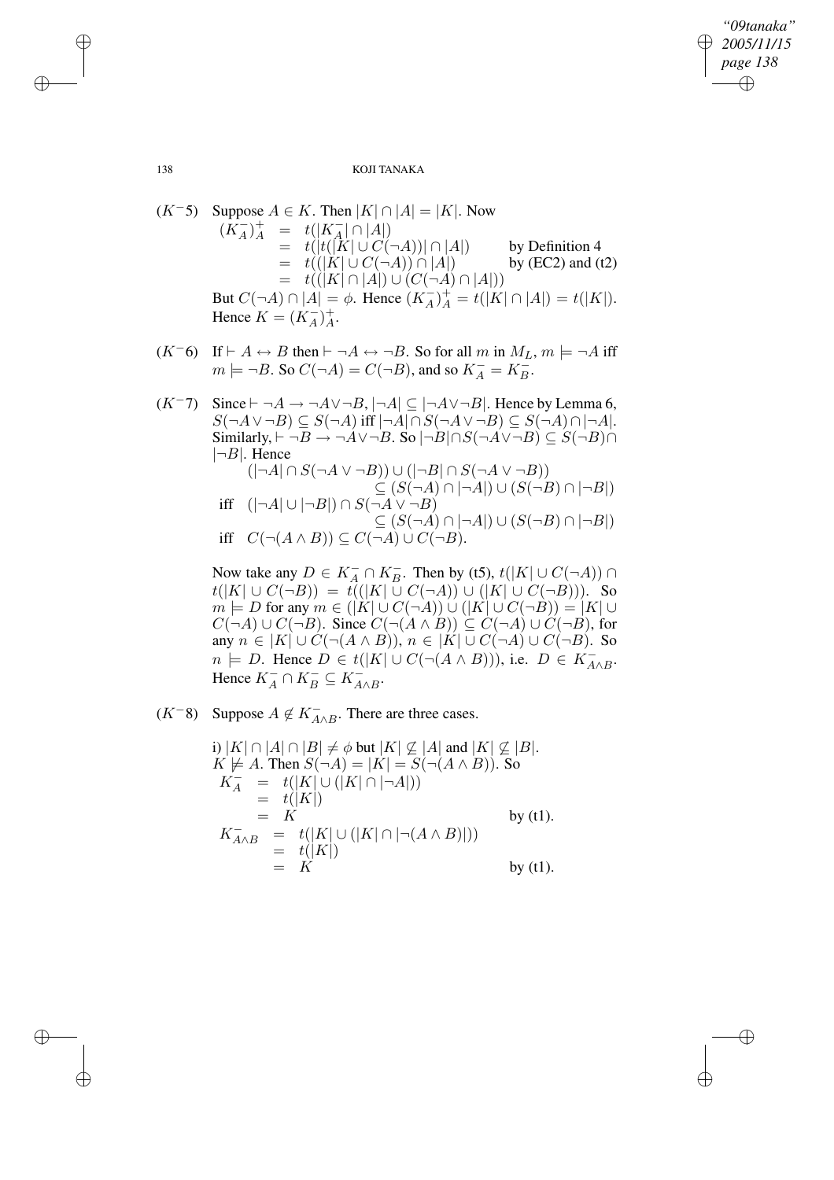($K^-5$) Suppose $A \in K$. Then $|K| \cap |A| = |K|$. Now

$$
\begin{aligned}
(K^-_A)^+_A &= t(|K^-_A| \cap |A|) \\
&= t(|t(|K| \cup C(\neg A))| \cap |A|) && \text{by Definition 4} \\
&= t((|K| \cup C(\neg A)) \cap |A|) && \text{by (EC2) and (t2)} \\
&= t((|K| \cap |A|) \cup (C(\neg A) \cap |A|))
\end{aligned}
$$

But $C(\neg A) \cap |A| = \phi$. Hence $(K^-_A)^+_A = t(|K| \cap |A|) = t(|K|)$. Hence $K = (K^-_A)^+_A$.

($K^-6$) If $\vdash A \leftrightarrow B$ then $\vdash \neg A \leftrightarrow \neg B$. So for all $m$ in $M_L$, $m \models \neg A$ iff $m \models \neg B$. So $C(\neg A) = C(\neg B)$, and so $K^-_A = K^-_B$.

($K^-7$) Since $\vdash \neg A \rightarrow \neg A \vee \neg B$, $|\neg A| \subseteq |\neg A \vee \neg B|$. Hence by Lemma 6, $S(\neg A \vee \neg B) \subseteq S(\neg A)$ iff $|\neg A| \cap S(\neg A \vee \neg B) \subseteq S(\neg A) \cap |\neg A|$. Similarly, $\vdash \neg B \rightarrow \neg A \vee \neg B$. So $|\neg B| \cap S(\neg A \vee \neg B) \subseteq S(\neg B) \cap |\neg B|$. Hence

$$
\begin{aligned}
& (|\neg A| \cap S(\neg A \vee \neg B)) \cup (|\neg B| \cap S(\neg A \vee \neg B)) \\
& \qquad \subseteq (S(\neg A) \cap |\neg A|) \cup (S(\neg B) \cap |\neg B|) \\
\text{iff} \quad & (|\neg A| \cup |\neg B|) \cap S(\neg A \vee \neg B) \\
& \qquad \subseteq (S(\neg A) \cap |\neg A|) \cup (S(\neg B) \cap |\neg B|) \\
\text{iff} \quad & C(\neg(A \wedge B)) \subseteq C(\neg A) \cup C(\neg B).
\end{aligned}
$$

Now take any $D \in K^-_A \cap K^-_B$. Then by (t5), $t(|K| \cup C(\neg A)) \cap t(|K| \cup C(\neg B)) = t((|K| \cup C(\neg A)) \cup (|K| \cup C(\neg B)))$. So $m \models D$ for any $m \in (|K| \cup C(\neg A)) \cup (|K| \cup C(\neg B)) = |K| \cup C(\neg A) \cup C(\neg B)$. Since $C(\neg(A \wedge B)) \subseteq C(\neg A) \cup C(\neg B)$, for any $n \in |K| \cup C(\neg(A \wedge B))$, $n \in |K| \cup C(\neg A) \cup C(\neg B)$. So $n \models D$. Hence $D \in t(|K| \cup C(\neg(A \wedge B)))$, i.e. $D \in K^-_{A \wedge B}$. Hence $K^-_A \cap K^-_B \subseteq K^-_{A \wedge B}$.

($K^-8$) Suppose $A \notin K^-_{A \wedge B}$. There are three cases.

i) $|K| \cap |A| \cap |B| \neq \phi$ but $|K| \not\subseteq |A|$ and $|K| \not\subseteq |B|$. $K \not\models A$. Then $S(\neg A) = |K| = S(\neg(A \wedge B))$. So

$$
\begin{aligned}
K^-_A &= t(|K| \cup (|K| \cap |\neg A|)) \\
&= t(|K|) \\
&= K && \text{by (t1).}
\end{aligned}
$$

$$
\begin{aligned}
K^-_{A \wedge B} &= t(|K| \cup (|K| \cap |\neg(A \wedge B)|)) \\
&= t(|K|) \\
&= K && \text{by (t1).}
\end{aligned}
$$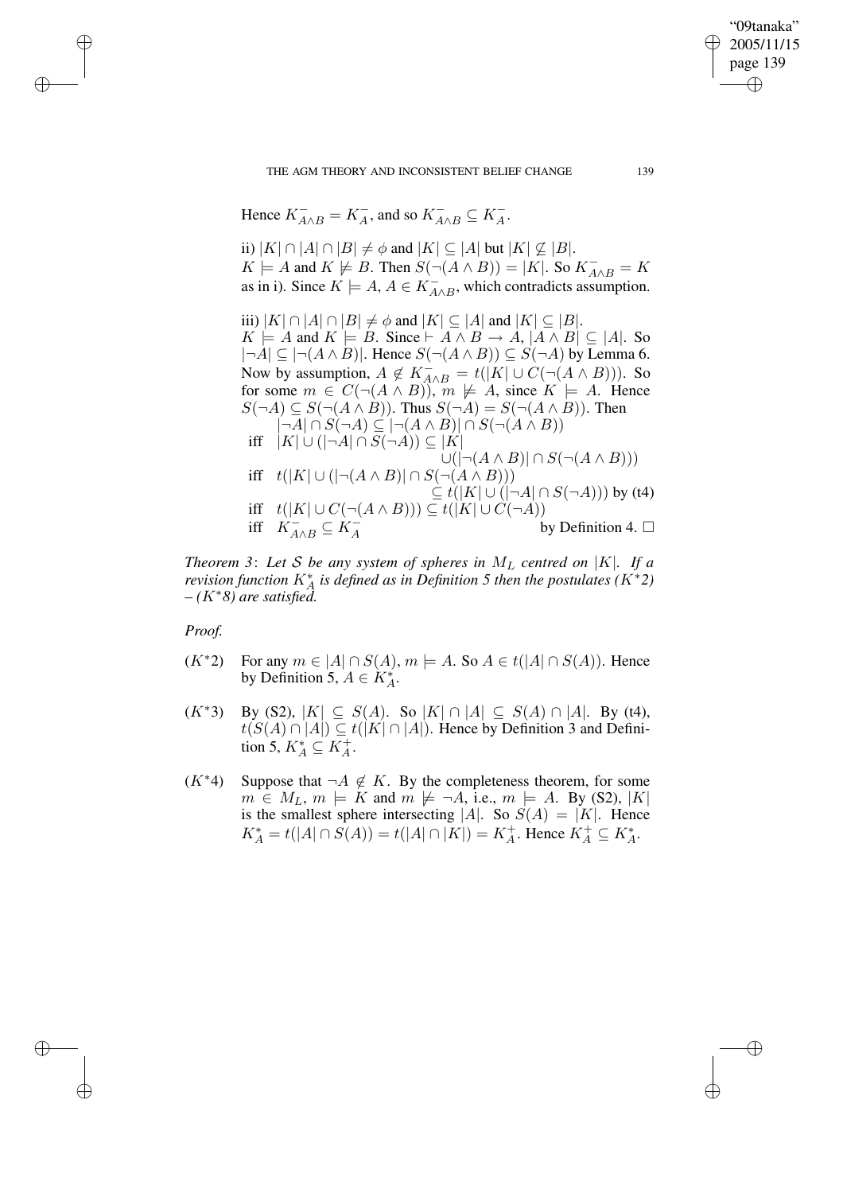Hence $K^-_{A \wedge B} = K^-_A$, and so $K^-_{A \wedge B} \subseteq K^-_A$.

ii) $|K| \cap |A| \cap |B| \neq \phi$ and $|K| \subseteq |A|$ but $|K| \not\subseteq |B|$.
$K \models A$ and $K \not\models B$. Then $S(\neg(A \wedge B)) = |K|$. So $K^-_{A \wedge B} = K$ as in i). Since $K \models A$, $A \in K^-_{A \wedge B}$, which contradicts assumption.

iii) $|K| \cap |A| \cap |B| \neq \phi$ and $|K| \subseteq |A|$ and $|K| \subseteq |B|$.
$K \models A$ and $K \models B$. Since $\vdash A \wedge B \rightarrow A$, $|A \wedge B| \subseteq |A|$. So $|\neg A| \subseteq |\neg(A \wedge B)|$. Hence $S(\neg(A \wedge B)) \subseteq S(\neg A)$ by Lemma 6. Now by assumption, $A \notin K^-_{A \wedge B} = t(|K| \cup C(\neg(A \wedge B)))$. So for some $m \in C(\neg(A \wedge B))$, $m \not\models A$, since $K \models A$. Hence $S(\neg A) \subseteq S(\neg(A \wedge B))$. Thus $S(\neg A) = S(\neg(A \wedge B))$. Then

$$
\begin{aligned}
& |\neg A| \cap S(\neg A) \subseteq |\neg(A \wedge B)| \cap S(\neg(A \wedge B)) \\
\text{iff} \quad & |K| \cup (|\neg A| \cap S(\neg A)) \subseteq |K| \cup (|\neg(A \wedge B)| \cap S(\neg(A \wedge B))) \\
\text{iff} \quad & t(|K| \cup (|\neg(A \wedge B)| \cap S(\neg(A \wedge B))) \subseteq t(|K| \cup (|\neg A| \cap S(\neg A))) \text{ by (t4)} \\
\text{iff} \quad & t(|K| \cup C(\neg(A \wedge B))) \subseteq t(|K| \cup C(\neg A)) \\
\text{iff} \quad & K^-_{A \wedge B} \subseteq K^-_A \qquad \text{by Definition 4. } \square
\end{aligned}
$$

*Theorem 3*: *Let $\mathcal{S}$ be any system of spheres in $M_L$ centred on $|K|$. If a revision function $K^*_A$ is defined as in Definition 5 then the postulates ($K^*2$) – ($K^*8$) are satisfied.*

*Proof.*

($K^*2$) For any $m \in |A| \cap S(A)$, $m \models A$. So $A \in t(|A| \cap S(A))$. Hence by Definition 5, $A \in K^*_A$.

($K^*3$) By (S2), $|K| \subseteq S(A)$. So $|K| \cap |A| \subseteq S(A) \cap |A|$. By (t4), $t(S(A) \cap |A|) \subseteq t(|K| \cap |A|)$. Hence by Definition 3 and Definition 5, $K^*_A \subseteq K^+_A$.

($K^*4$) Suppose that $\neg A \notin K$. By the completeness theorem, for some $m \in M_L$, $m \models K$ and $m \not\models \neg A$, i.e., $m \models A$. By (S2), $|K|$ is the smallest sphere intersecting $|A|$. So $S(A) = |K|$. Hence $K^*_A = t(|A| \cap S(A)) = t(|A| \cap |K|) = K^+_A$. Hence $K^+_A \subseteq K^*_A$.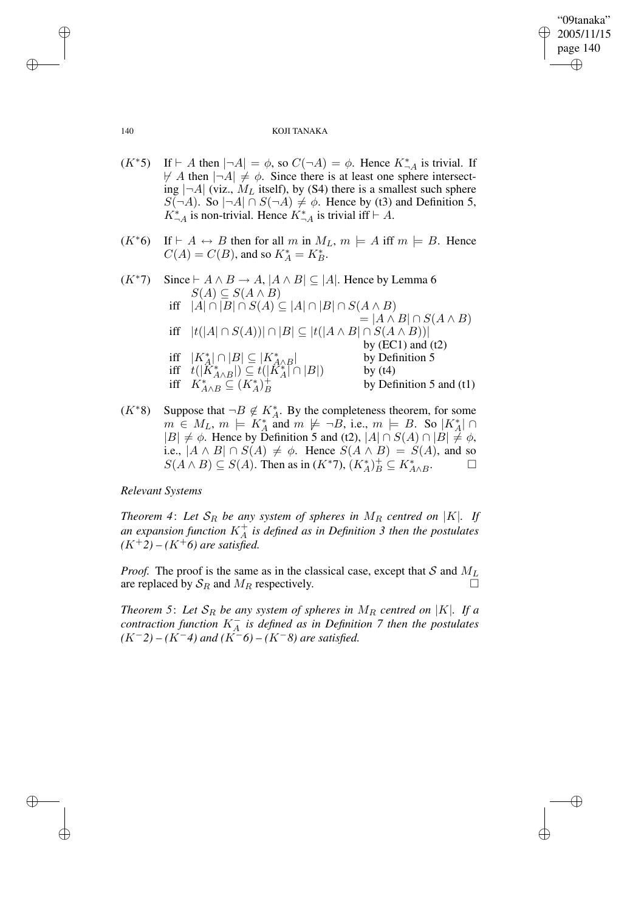($K^*5$) If $\vdash A$ then $|\neg A| = \phi$, so $C(\neg A) = \phi$. Hence $K^*_{\neg A}$ is trivial. If $\nvdash A$ then $|\neg A| \neq \phi$. Since there is at least one sphere intersecting $|\neg A|$ (viz., $M_L$ itself), by (S4) there is a smallest such sphere $S(\neg A)$. So $|\neg A| \cap S(\neg A) \neq \phi$. Hence by (t3) and Definition 5, $K^*_{\neg A}$ is non-trivial. Hence $K^*_{\neg A}$ is trivial iff $\vdash A$.

($K^*6$) If $\vdash A \leftrightarrow B$ then for all $m$ in $M_L$, $m \models A$ iff $m \models B$. Hence $C(A) = C(B)$, and so $K^*_A = K^*_B$.

($K^*7$) Since $\vdash A \wedge B \rightarrow A$, $|A \wedge B| \subseteq |A|$. Hence by Lemma 6

$$
\begin{array}{lll}
 & S(A) \subseteq S(A \wedge B) & \\
\text{iff} & |A| \cap |B| \cap S(A) \subseteq |A| \cap |B| \cap S(A \wedge B) & \\
 & \qquad = |A \wedge B| \cap S(A \wedge B) & \\
\text{iff} & |t(|A| \cap S(A))| \cap |B| \subseteq |t(|A \wedge B| \cap S(A \wedge B))| & \\
 & & \text{by (EC1) and (t2)} \\
\text{iff} & |K^*_A| \cap |B| \subseteq |K^*_{A \wedge B}| & \text{by Definition 5} \\
\text{iff} & t(|K^*_{A \wedge B}|) \subseteq t(|K^*_A| \cap |B|) & \text{by (t4)} \\
\text{iff} & K^*_{A \wedge B} \subseteq (K^*_A)^+_B & \text{by Definition 5 and (t1)}
\end{array}
$$

($K^*8$) Suppose that $\neg B \notin K^*_A$. By the completeness theorem, for some $m \in M_L$, $m \models K^*_A$ and $m \not\models \neg B$, i.e., $m \models B$. So $|K^*_A| \cap |B| \neq \phi$. Hence by Definition 5 and (t2), $|A| \cap S(A) \cap |B| \neq \phi$, i.e., $|A \wedge B| \cap S(A) \neq \phi$. Hence $S(A \wedge B) = S(A)$, and so $S(A \wedge B) \subseteq S(A)$. Then as in ($K^*7$), $(K^*_A)^+_B \subseteq K^*_{A \wedge B}$. □

*Relevant Systems*

*Theorem 4*: *Let $\mathcal{S}_R$ be any system of spheres in $M_R$ centred on $|K|$. If an expansion function $K^+_A$ is defined as in Definition 3 then the postulates ($K^+2$) – ($K^+6$) are satisfied.*

*Proof.* The proof is the same as in the classical case, except that $\mathcal{S}$ and $M_L$ are replaced by $\mathcal{S}_R$ and $M_R$ respectively. □

*Theorem 5*: *Let $\mathcal{S}_R$ be any system of spheres in $M_R$ centred on $|K|$. If a contraction function $K^-_A$ is defined as in Definition 7 then the postulates ($K^-2$) – ($K^-4$) and ($K^-6$) – ($K^-8$) are satisfied.*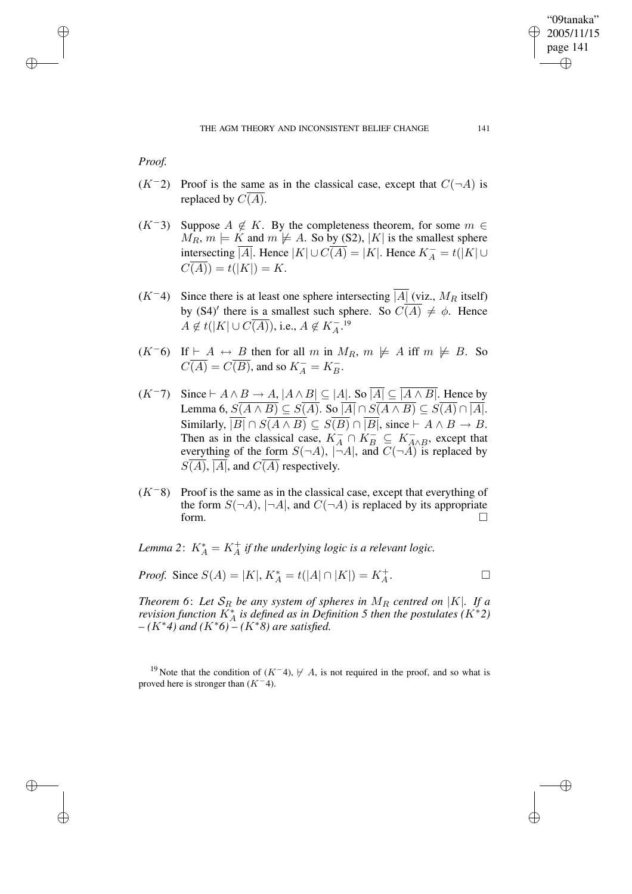*Proof.*

($K^-2$) Proof is the same as in the classical case, except that $C(\neg A)$ is replaced by $C(\overline{A})$.

($K^-3$) Suppose $A \notin K$. By the completeness theorem, for some $m \in M_R$, $m \models K$ and $m \not\models A$. So by (S2), $|K|$ is the smallest sphere intersecting $\overline{|A|}$. Hence $|K| \cup C(\overline{A}) = |K|$. Hence $K^-_A = t(|K| \cup C(\overline{A})) = t(|K|) = K$.

($K^-4$) Since there is at least one sphere intersecting $\overline{|A|}$ (viz., $M_R$ itself) by (S4)′ there is a smallest such sphere. So $C(\overline{A}) \neq \phi$. Hence $A \notin t(|K| \cup C(\overline{A}))$, i.e., $A \notin K^-_A$.[19]

($K^-6$) If $\vdash A \leftrightarrow B$ then for all $m$ in $M_R$, $m \not\models A$ iff $m \not\models B$. So $C(\overline{A}) = C(\overline{B})$, and so $K^-_A = K^-_B$.

($K^-7$) Since $\vdash A \wedge B \to A$, $|A \wedge B| \subseteq |A|$. So $\overline{|A|} \subseteq \overline{|A \wedge B|}$. Hence by Lemma 6, $S(\overline{A \wedge B}) \subseteq S(\overline{A})$. So $\overline{|A|} \cap S(\overline{A \wedge B}) \subseteq S(\overline{A}) \cap \overline{|A|}$. Similarly, $\overline{|B|} \cap S(\overline{A \wedge B}) \subseteq S(\overline{B}) \cap \overline{|B|}$, since $\vdash A \wedge B \to B$. Then as in the classical case, $K^-_A \cap K^-_B \subseteq K^-_{A \wedge B}$, except that everything of the form $S(\neg A)$, $|\neg A|$, and $C(\neg A)$ is replaced by $S(\overline{A})$, $\overline{|A|}$, and $C(\overline{A})$ respectively.

($K^-8$) Proof is the same as in the classical case, except that everything of the form $S(\neg A)$, $|\neg A|$, and $C(\neg A)$ is replaced by its appropriate form. □

*Lemma 2*: *$K^*_A = K^+_A$ if the underlying logic is a relevant logic.*

*Proof.* Since $S(A) = |K|$, $K^*_A = t(|A| \cap |K|) = K^+_A$. □

*Theorem 6*: *Let $\mathcal{S}_R$ be any system of spheres in $M_R$ centred on $|K|$. If a revision function $K^*_A$ is defined as in Definition 5 then the postulates ($K^*2$) – ($K^*4$) and ($K^*6$) – ($K^*8$) are satisfied.*

[19] Note that the condition of ($K^-4$), $\nvdash A$, is not required in the proof, and so what is proved here is stronger than ($K^-4$).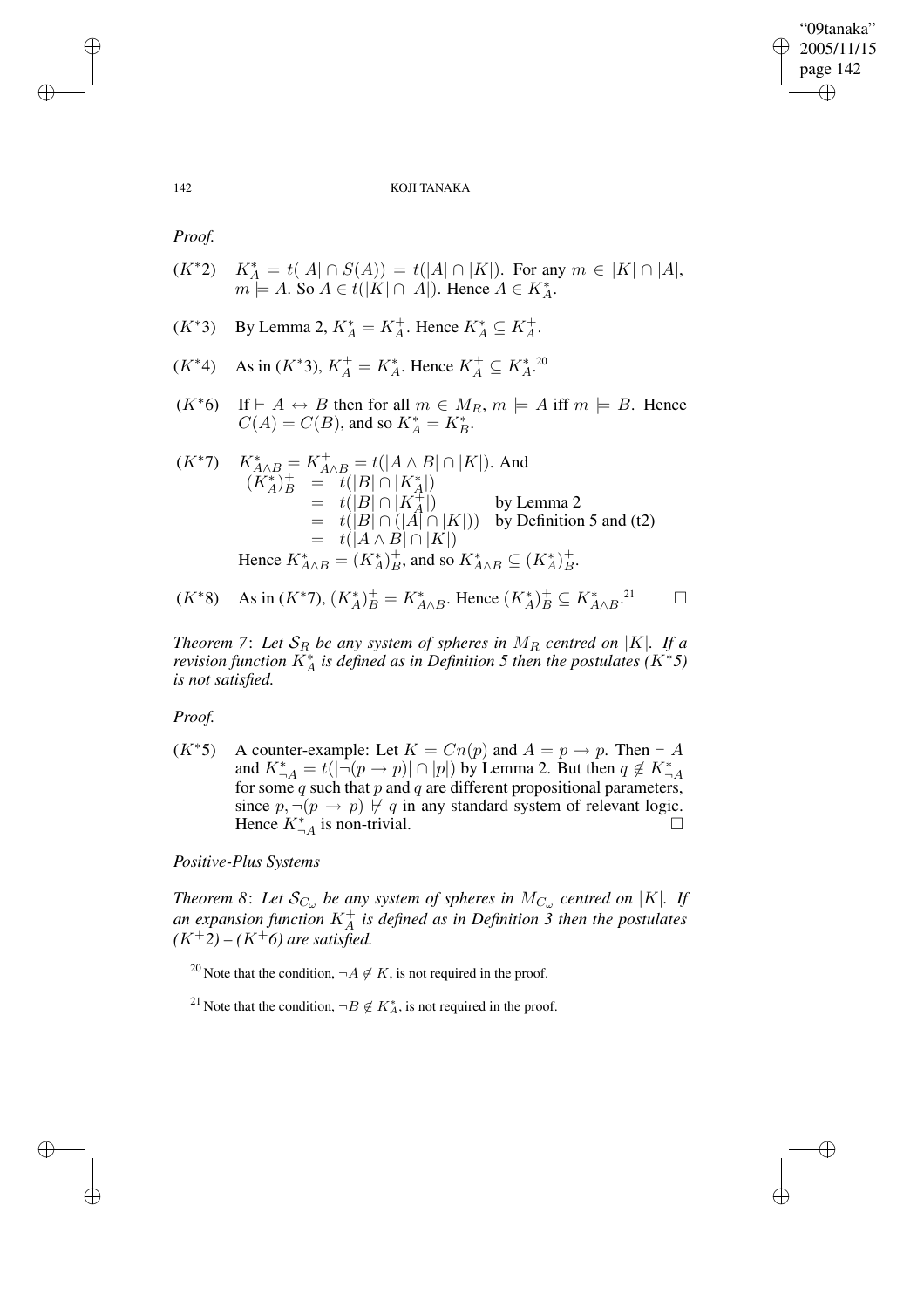*Proof.*

($K^*2$) $K^*_A = t(|A| \cap S(A)) = t(|A| \cap |K|)$. For any $m \in |K| \cap |A|$, $m \models A$. So $A \in t(|K| \cap |A|)$. Hence $A \in K^*_A$.

($K^*3$) By Lemma 2, $K^*_A = K^+_A$. Hence $K^*_A \subseteq K^+_A$.

($K^*4$) As in ($K^*3$), $K^+_A = K^*_A$. Hence $K^+_A \subseteq K^*_A$.[20]

($K^*6$) If $\vdash A \leftrightarrow B$ then for all $m \in M_R$, $m \models A$ iff $m \models B$. Hence $C(A) = C(B)$, and so $K^*_A = K^*_B$.

($K^*7$) $K^*_{A \wedge B} = K^+_{A \wedge B} = t(|A \wedge B| \cap |K|)$. And

$$
\begin{aligned}
(K^*_A)^+_B &= t(|B| \cap |K^*_A|) \\
&= t(|B| \cap |K^+_A|) && \text{by Lemma 2} \\
&= t(|B| \cap (|A| \cap |K|)) && \text{by Definition 5 and (t2)} \\
&= t(|A \wedge B| \cap |K|)
\end{aligned}
$$

Hence $K^*_{A \wedge B} = (K^*_A)^+_B$, and so $K^*_{A \wedge B} \subseteq (K^*_A)^+_B$.

($K^*8$) As in ($K^*7$), $(K^*_A)^+_B = K^*_{A \wedge B}$. Hence $(K^*_A)^+_B \subseteq K^*_{A \wedge B}$.[21] □

*Theorem 7*: *Let $\mathcal{S}_R$ be any system of spheres in $M_R$ centred on $|K|$. If a revision function $K^*_A$ is defined as in Definition 5 then the postulates ($K^*5$) is not satisfied.*

*Proof.*

($K^*5$) A counter-example: Let $K = Cn(p)$ and $A = p \rightarrow p$. Then $\vdash A$ and $K^*_{\neg A} = t(|\neg(p \rightarrow p)| \cap |p|)$ by Lemma 2. But then $q \notin K^*_{\neg A}$ for some $q$ such that $p$ and $q$ are different propositional parameters, since $p, \neg(p \rightarrow p) \nvdash q$ in any standard system of relevant logic. Hence $K^*_{\neg A}$ is non-trivial. □

*Positive-Plus Systems*

*Theorem 8*: *Let $\mathcal{S}_{C_\omega}$ be any system of spheres in $M_{C_\omega}$ centred on $|K|$. If an expansion function $K^+_A$ is defined as in Definition 3 then the postulates ($K^+2$) – ($K^+6$) are satisfied.*

[20] Note that the condition, $\neg A \notin K$, is not required in the proof.

[21] Note that the condition, $\neg B \notin K^*_A$, is not required in the proof.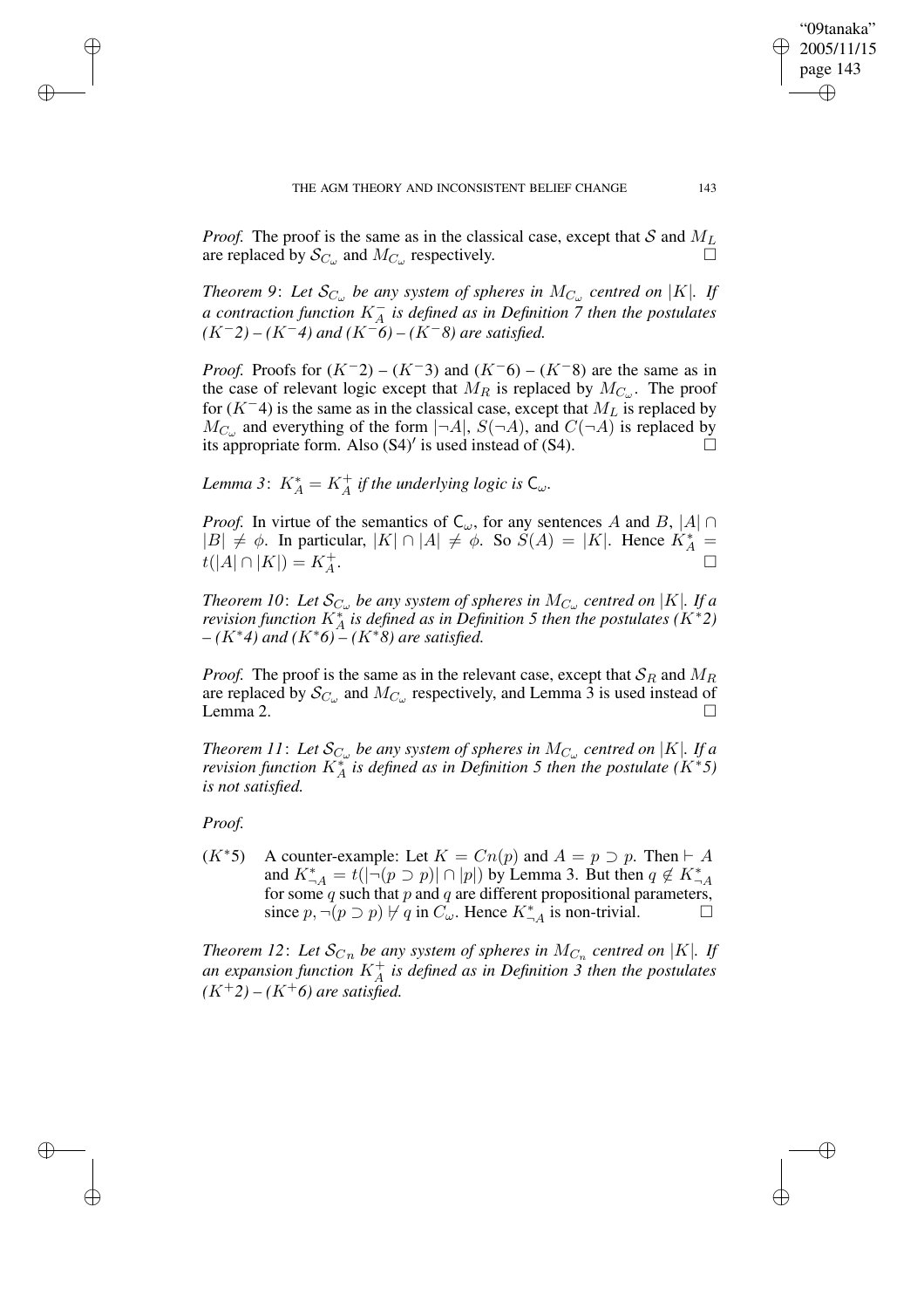*Proof.* The proof is the same as in the classical case, except that $\mathcal{S}$ and $M_L$ are replaced by $\mathcal{S}_{C_\omega}$ and $M_{C_\omega}$ respectively. □

*Theorem 9*: *Let $\mathcal{S}_{C_\omega}$ be any system of spheres in $M_{C_\omega}$ centred on $|K|$. If a contraction function $K^-_A$ is defined as in Definition 7 then the postulates ($K^-2$) – ($K^-4$) and ($K^-6$) – ($K^-8$) are satisfied.*

*Proof.* Proofs for ($K^-2$) – ($K^-3$) and ($K^-6$) – ($K^-8$) are the same as in the case of relevant logic except that $M_R$ is replaced by $M_{C_\omega}$. The proof for ($K^-4$) is the same as in the classical case, except that $M_L$ is replaced by $M_{C_\omega}$ and everything of the form $|\neg A|$, $S(\neg A)$, and $C(\neg A)$ is replaced by its appropriate form. Also (S4)′ is used instead of (S4). □

*Lemma 3*: $K^*_A = K^+_A$ *if the underlying logic is* $\mathsf{C}_\omega$.

*Proof.* In virtue of the semantics of $\mathsf{C}_\omega$, for any sentences $A$ and $B$, $|A| \cap |B| \neq \phi$. In particular, $|K| \cap |A| \neq \phi$. So $S(A) = |K|$. Hence $K^*_A = t(|A| \cap |K|) = K^+_A$. □

*Theorem 10*: *Let $\mathcal{S}_{C_\omega}$ be any system of spheres in $M_{C_\omega}$ centred on $|K|$. If a revision function $K^*_A$ is defined as in Definition 5 then the postulates ($K^*2$) – ($K^*4$) and ($K^*6$) – ($K^*8$) are satisfied.*

*Proof.* The proof is the same as in the relevant case, except that $\mathcal{S}_R$ and $M_R$ are replaced by $\mathcal{S}_{C_\omega}$ and $M_{C_\omega}$ respectively, and Lemma 3 is used instead of Lemma 2. □

*Theorem 11*: *Let $\mathcal{S}_{C_\omega}$ be any system of spheres in $M_{C_\omega}$ centred on $|K|$. If a revision function $K^*_A$ is defined as in Definition 5 then the postulate ($K^*5$) is not satisfied.*

*Proof.*

($K^*5$) A counter-example: Let $K = Cn(p)$ and $A = p \supset p$. Then $\vdash A$ and $K^*_{\neg A} = t(|\neg(p \supset p)| \cap |p|)$ by Lemma 3. But then $q \notin K^*_{\neg A}$ for some $q$ such that $p$ and $q$ are different propositional parameters, since $p, \neg(p \supset p) \nvdash q$ in $C_\omega$. Hence $K^*_{\neg A}$ is non-trivial. □

*Theorem 12*: *Let $\mathcal{S}_{C_n}$ be any system of spheres in $M_{C_n}$ centred on $|K|$. If an expansion function $K^+_A$ is defined as in Definition 3 then the postulates ($K^+2$) – ($K^+6$) are satisfied.*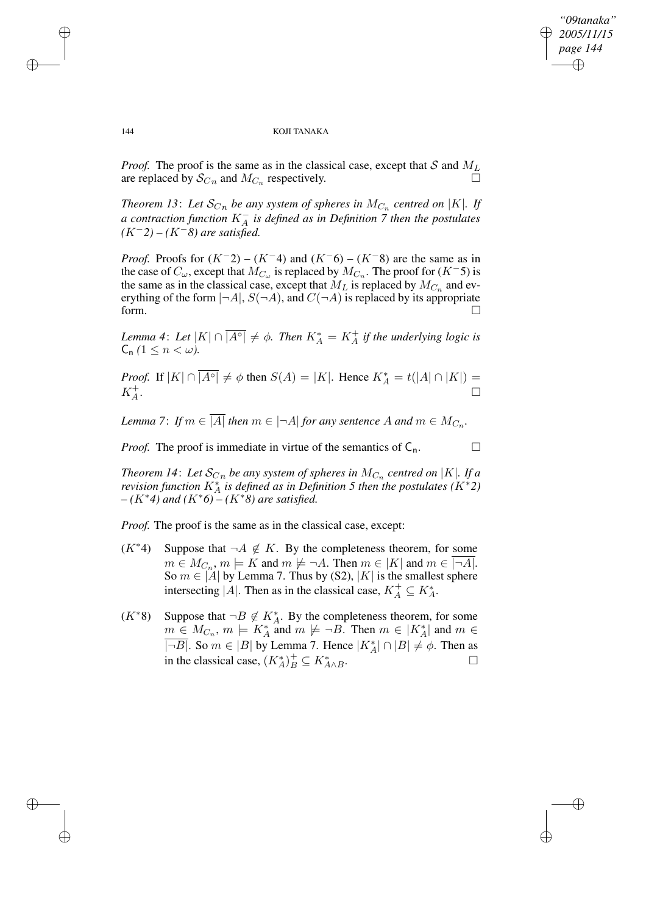*Proof.* The proof is the same as in the classical case, except that $\mathcal{S}$ and $M_L$ are replaced by $\mathcal{S}_{C_n}$ and $M_{C_n}$ respectively. □

*Theorem 13*: *Let $\mathcal{S}_{C_n}$ be any system of spheres in $M_{C_n}$ centred on $|K|$. If a contraction function $K_A^-$ is defined as in Definition 7 then the postulates $(K^-2)$ – $(K^-8)$ are satisfied.*

*Proof.* Proofs for $(K^-2)$ – $(K^-4)$ and $(K^-6)$ – $(K^-8)$ are the same as in the case of $C_\omega$, except that $M_{C_\omega}$ is replaced by $M_{C_n}$. The proof for $(K^-5)$ is the same as in the classical case, except that $M_L$ is replaced by $M_{C_n}$ and everything of the form $|\neg A|$, $S(\neg A)$, and $C(\neg A)$ is replaced by its appropriate form. □

*Lemma 4*: *Let $|K| \cap \overline{|A^\circ|} \neq \phi$. Then $K_A^* = K_A^+$ if the underlying logic is $\mathsf{C_n}$ $(1 \leq n < \omega)$.*

*Proof.* If $|K| \cap \overline{|A^\circ|} \neq \phi$ then $S(A) = |K|$. Hence $K_A^* = t(|A| \cap |K|) = K_A^+$. □

*Lemma 7*: *If $m \in \overline{|A|}$ then $m \in |\neg A|$ for any sentence $A$ and $m \in M_{C_n}$.*

*Proof.* The proof is immediate in virtue of the semantics of $\mathsf{C_n}$. □

*Theorem 14*: *Let $\mathcal{S}_{C_n}$ be any system of spheres in $M_{C_n}$ centred on $|K|$. If a revision function $K_A^*$ is defined as in Definition 5 then the postulates $(K^*2)$ – $(K^*4)$ and $(K^*6)$ – $(K^*8)$ are satisfied.*

*Proof.* The proof is the same as in the classical case, except:

- $(K^*4)$ Suppose that $\neg A \notin K$. By the completeness theorem, for some $m \in M_{C_n}$, $m \models K$ and $m \not\models \neg A$. Then $m \in |K|$ and $m \in \overline{|\neg A|}$. So $m \in |A|$ by Lemma 7. Thus by (S2), $|K|$ is the smallest sphere intersecting $|A|$. Then as in the classical case, $K_A^+ \subseteq K_A^*$.

- $(K^*8)$ Suppose that $\neg B \notin K_A^*$. By the completeness theorem, for some $m \in M_{C_n}$, $m \models K_A^*$ and $m \not\models \neg B$. Then $m \in |K_A^*|$ and $m \in \overline{|\neg B|}$. So $m \in |B|$ by Lemma 7. Hence $|K_A^*| \cap |B| \neq \phi$. Then as in the classical case, $(K_A^*)_B^+ \subseteq K_{A \wedge B}^*$. □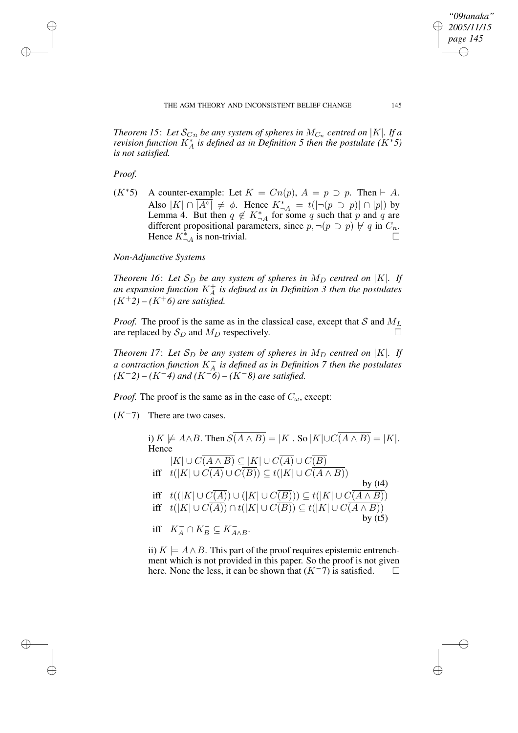*Theorem 15*: *Let $\mathcal{S}_{C_n}$ be any system of spheres in $M_{C_n}$ centred on $|K|$. If a revision function $K^*_A$ is defined as in Definition 5 then the postulate ($K^*5$) is not satisfied.*

*Proof.*

($K^*5$) A counter-example: Let $K = Cn(p)$, $A = p \supset p$. Then $\vdash A$. Also $|K| \cap \overline{|A^\circ|} \neq \phi$. Hence $K^*_{\neg A} = t(|\neg(p \supset p)| \cap |p|)$ by Lemma 4. But then $q \notin K^*_{\neg A}$ for some $q$ such that $p$ and $q$ are different propositional parameters, since $p, \neg(p \supset p) \nvdash q$ in $C_n$. Hence $K^*_{\neg A}$ is non-trivial. □

*Non-Adjunctive Systems*

*Theorem 16*: *Let $\mathcal{S}_D$ be any system of spheres in $M_D$ centred on $|K|$. If an expansion function $K^+_A$ is defined as in Definition 3 then the postulates ($K^+2$) – ($K^+6$) are satisfied.*

*Proof.* The proof is the same as in the classical case, except that $\mathcal{S}$ and $M_L$ are replaced by $\mathcal{S}_D$ and $M_D$ respectively. □

*Theorem 17*: *Let $\mathcal{S}_D$ be any system of spheres in $M_D$ centred on $|K|$. If a contraction function $K^-_A$ is defined as in Definition 7 then the postulates ($K^-2$) – ($K^-4$) and ($K^-6$) – ($K^-8$) are satisfied.*

*Proof.* The proof is the same as in the case of $C_\omega$, except:

($K^-7$) There are two cases.

i) $K \not\models A \wedge B$. Then $S\overline{(A \wedge B)} = |K|$. So $|K| \cup C\overline{(A \wedge B)} = |K|$. Hence

$$|K| \cup C\overline{(A \wedge B)} \subseteq \overline{|K| \cup C\overline{(A)} \cup C\overline{(B)}}$$

iff $t(|K| \cup C\overline{(A)} \cup C\overline{(B)}) \subseteq t(|K| \cup C\overline{(A \wedge B)})$ by (t4)

iff $t((|K| \cup C\overline{(A)}) \cup (|K| \cup C\overline{(B)})) \subseteq t(|K| \cup C\overline{(A \wedge B)})$

iff $t(|K| \cup C\overline{(A)}) \cap t(|K| \cup C\overline{(B)}) \subseteq t(|K| \cup C\overline{(A \wedge B)})$ by (t5)

iff $K^-_A \cap K^-_B \subseteq K^-_{A \wedge B}$.

ii) $K \models A \wedge B$. This part of the proof requires epistemic entrenchment which is not provided in this paper. So the proof is not given here. None the less, it can be shown that ($K^-7$) is satisfied. □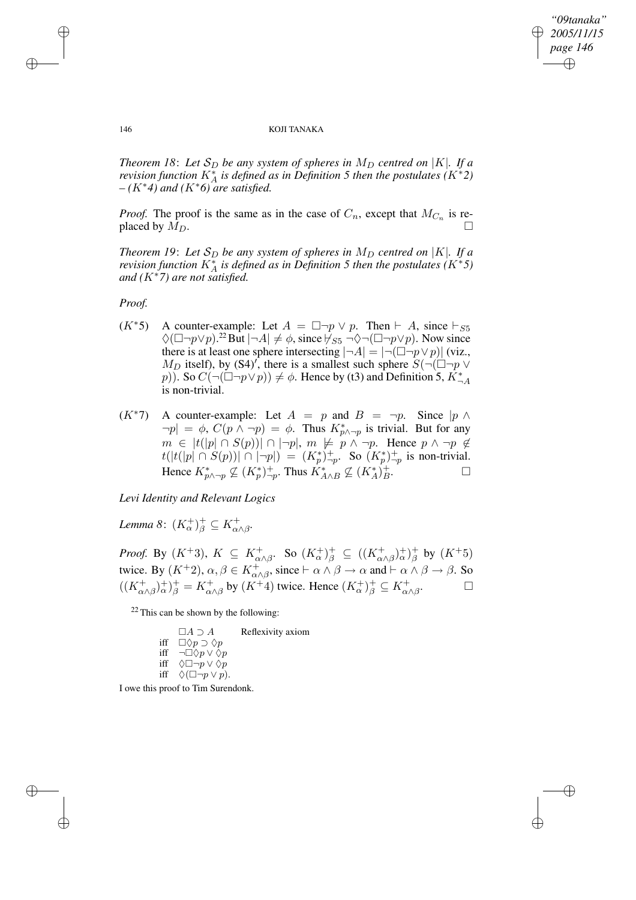*Theorem 18*: *Let $\mathcal{S}_D$ be any system of spheres in $M_D$ centred on $|K|$. If a revision function $K^*_A$ is defined as in Definition 5 then the postulates $(K^*2)$ – $(K^*4)$ and $(K^*6)$ are satisfied.*

*Proof.* The proof is the same as in the case of $C_n$, except that $M_{C_n}$ is replaced by $M_D$. □

*Theorem 19*: *Let $\mathcal{S}_D$ be any system of spheres in $M_D$ centred on $|K|$. If a revision function $K^*_A$ is defined as in Definition 5 then the postulates $(K^*5)$ and $(K^*7)$ are not satisfied.*

*Proof.*

$(K^*5)$ A counter-example: Let $A = \Box\neg p \vee p$. Then $\vdash A$, since $\vdash_{S5} \Diamond(\Box\neg p \vee p)$.[22] But $|\neg A| \neq \phi$, since $\not\vdash_{S5} \neg\Diamond\neg(\Box\neg p \vee p)$. Now since there is at least one sphere intersecting $|\neg A| = |\neg(\Box\neg p \vee p)|$ (viz., $M_D$ itself), by $(S4)'$, there is a smallest such sphere $S(\neg(\Box\neg p \vee p))$. So $C(\neg(\Box\neg p \vee p)) \neq \phi$. Hence by (t3) and Definition 5, $K^*_{\neg A}$ is non-trivial.

$(K^*7)$ A counter-example: Let $A = p$ and $B = \neg p$. Since $|p \wedge \neg p| = \phi$, $C(p \wedge \neg p) = \phi$. Thus $K^*_{p\wedge\neg p}$ is trivial. But for any $m \in |t(|p| \cap S(p))| \cap |\neg p|$, $m \not\models p \wedge \neg p$. Hence $p \wedge \neg p \notin t(|t(|p| \cap S(p))| \cap |\neg p|) = (K^*_p)^+_{\neg p}$. So $(K^*_p)^+_{\neg p}$ is non-trivial. Hence $K^*_{p\wedge\neg p} \not\subseteq (K^*_p)^+_{\neg p}$. Thus $K^*_{A\wedge B} \not\subseteq (K^*_A)^+_B$. □

*Levi Identity and Relevant Logics*

*Lemma 8*: $(K^+_\alpha)^+_\beta \subseteq K^+_{\alpha\wedge\beta}$.

*Proof.* By $(K^+3)$, $K \subseteq K^+_{\alpha\wedge\beta}$. So $(K^+_\alpha)^+_\beta \subseteq ((K^+_{\alpha\wedge\beta})^+_\alpha)^+_\beta$ by $(K^+5)$ twice. By $(K^+2)$, $\alpha, \beta \in K^+_{\alpha\wedge\beta}$, since $\vdash \alpha \wedge \beta \to \alpha$ and $\vdash \alpha \wedge \beta \to \beta$. So $((K^+_{\alpha\wedge\beta})^+_\alpha)^+_\beta = K^+_{\alpha\wedge\beta}$ by $(K^+4)$ twice. Hence $(K^+_\alpha)^+_\beta \subseteq K^+_{\alpha\wedge\beta}$. □

[22] This can be shown by the following:

| | | |
|---|---|---|
| | $\Box A \supset A$ | Reflexivity axiom |
| iff | $\Box\Diamond p \supset \Diamond p$ | |
| iff | $\neg\Box\Diamond p \vee \Diamond p$ | |
| iff | $\Diamond\Box\neg p \vee \Diamond p$ | |
| iff | $\Diamond(\Box\neg p \vee p)$. | |

I owe this proof to Tim Surendonk.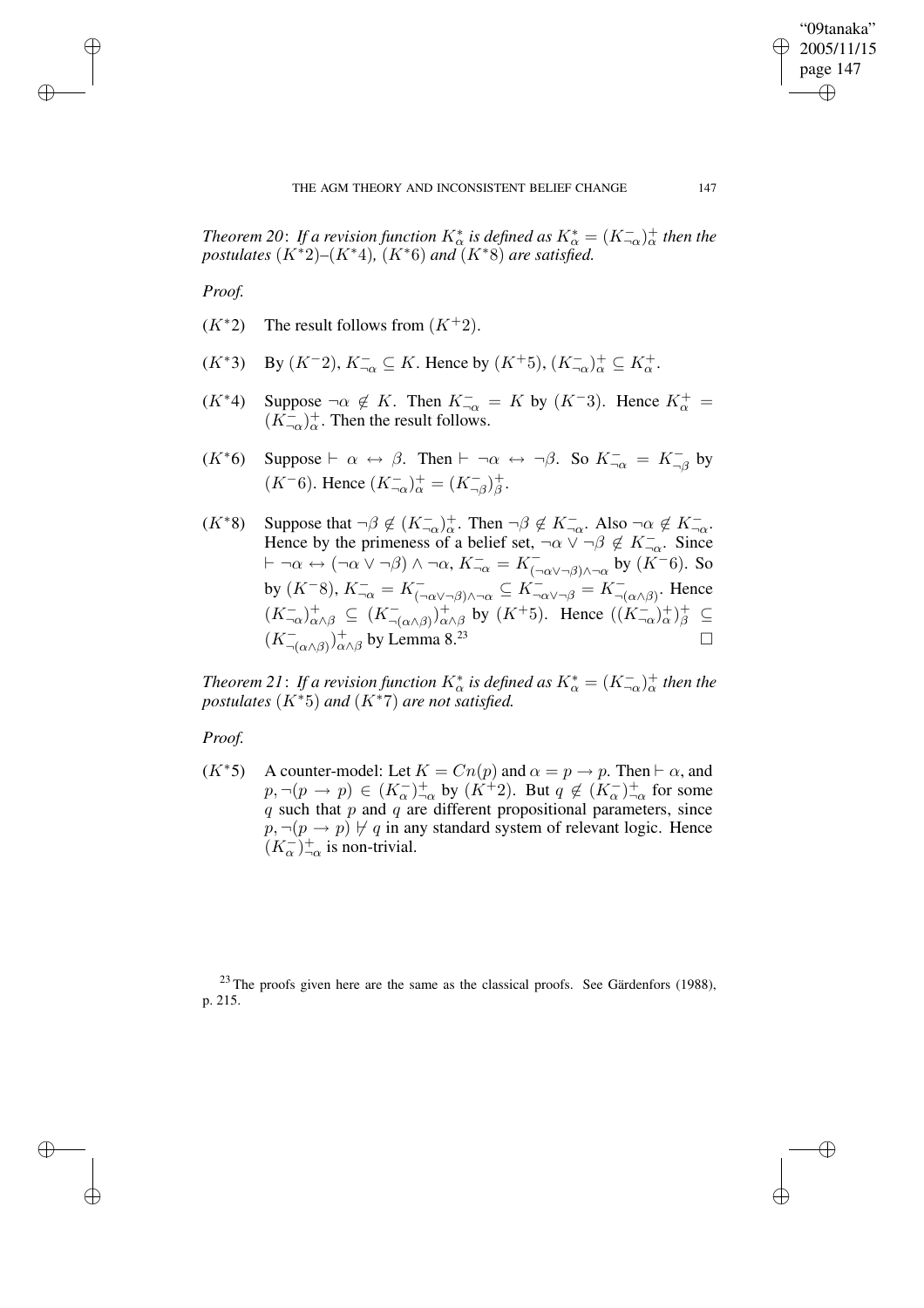*Theorem 20*: *If a revision function $K^*_\alpha$ is defined as $K^*_\alpha = (K^-_{\neg\alpha})^+_\alpha$ then the postulates $(K^*2)$–$(K^*4)$, $(K^*6)$ and $(K^*8)$ are satisfied.*

*Proof.*

$(K^*2)$ The result follows from $(K^+2)$.

$(K^*3)$ By $(K^-2)$, $K^-_{\neg\alpha} \subseteq K$. Hence by $(K^+5)$, $(K^-_{\neg\alpha})^+_\alpha \subseteq K^+_\alpha$.

$(K^*4)$ Suppose $\neg\alpha \notin K$. Then $K^-_{\neg\alpha} = K$ by $(K^-3)$. Hence $K^+_\alpha = (K^-_{\neg\alpha})^+_\alpha$. Then the result follows.

$(K^*6)$ Suppose $\vdash \alpha \leftrightarrow \beta$. Then $\vdash \neg\alpha \leftrightarrow \neg\beta$. So $K^-_{\neg\alpha} = K^-_{\neg\beta}$ by $(K^-6)$. Hence $(K^-_{\neg\alpha})^+_\alpha = (K^-_{\neg\beta})^+_\beta$.

$(K^*8)$ Suppose that $\neg\beta \notin (K^-_{\neg\alpha})^+_\alpha$. Then $\neg\beta \notin K^-_{\neg\alpha}$. Also $\neg\alpha \notin K^-_{\neg\alpha}$. Hence by the primeness of a belief set, $\neg\alpha \vee \neg\beta \notin K^-_{\neg\alpha}$. Since $\vdash \neg\alpha \leftrightarrow (\neg\alpha \vee \neg\beta) \wedge \neg\alpha$, $K^-_{\neg\alpha} = K^-_{(\neg\alpha\vee\neg\beta)\wedge\neg\alpha}$ by $(K^-6)$. So by $(K^-8)$, $K^-_{\neg\alpha} = K^-_{(\neg\alpha\vee\neg\beta)\wedge\neg\alpha} \subseteq K^-_{\neg\alpha\vee\neg\beta} = K^-_{\neg(\alpha\wedge\beta)}$. Hence $(K^-_{\neg\alpha})^+_{\alpha\wedge\beta} \subseteq (K^-_{\neg(\alpha\wedge\beta)})^+_{\alpha\wedge\beta}$ by $(K^+5)$. Hence $((K^-_{\neg\alpha})^+_\alpha)^+_\beta \subseteq (K^-_{\neg(\alpha\wedge\beta)})^+_{\alpha\wedge\beta}$ by Lemma 8.[23] □

*Theorem 21*: *If a revision function $K^*_\alpha$ is defined as $K^*_\alpha = (K^-_{\neg\alpha})^+_\alpha$ then the postulates $(K^*5)$ and $(K^*7)$ are not satisfied.*

*Proof.*

$(K^*5)$ A counter-model: Let $K = Cn(p)$ and $\alpha = p \rightarrow p$. Then $\vdash \alpha$, and $p, \neg(p \rightarrow p) \in (K^-_\alpha)^+_{\neg\alpha}$ by $(K^+2)$. But $q \notin (K^-_\alpha)^+_{\neg\alpha}$ for some $q$ such that $p$ and $q$ are different propositional parameters, since $p, \neg(p \rightarrow p) \nvdash q$ in any standard system of relevant logic. Hence $(K^-_\alpha)^+_{\neg\alpha}$ is non-trivial.

[23] The proofs given here are the same as the classical proofs. See Gärdenfors (1988), p. 215.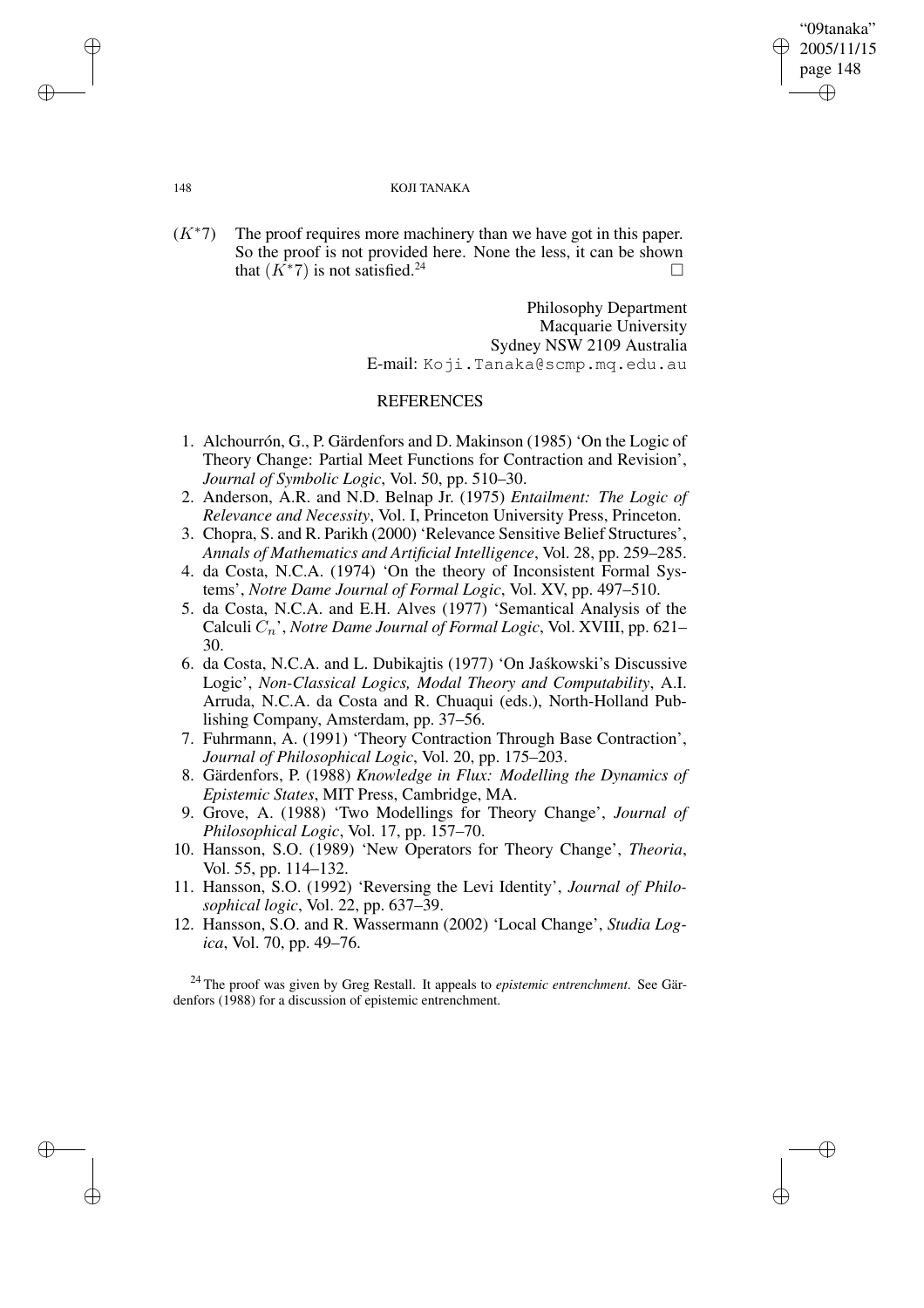$(K^*7)$ The proof requires more machinery than we have got in this paper. So the proof is not provided here. None the less, it can be shown that $(K^*7)$ is not satisfied.[24] □

Philosophy Department
Macquarie University
Sydney NSW 2109 Australia
E-mail: Koji.Tanaka@scmp.mq.edu.au

## REFERENCES

1. Alchourrón, G., P. Gärdenfors and D. Makinson (1985) 'On the Logic of Theory Change: Partial Meet Functions for Contraction and Revision', *Journal of Symbolic Logic*, Vol. 50, pp. 510–30.
2. Anderson, A.R. and N.D. Belnap Jr. (1975) *Entailment: The Logic of Relevance and Necessity*, Vol. I, Princeton University Press, Princeton.
3. Chopra, S. and R. Parikh (2000) 'Relevance Sensitive Belief Structures', *Annals of Mathematics and Artificial Intelligence*, Vol. 28, pp. 259–285.
4. da Costa, N.C.A. (1974) 'On the theory of Inconsistent Formal Systems', *Notre Dame Journal of Formal Logic*, Vol. XV, pp. 497–510.
5. da Costa, N.C.A. and E.H. Alves (1977) 'Semantical Analysis of the Calculi $C_n$', *Notre Dame Journal of Formal Logic*, Vol. XVIII, pp. 621–30.
6. da Costa, N.C.A. and L. Dubikajtis (1977) 'On Jaśkowski's Discussive Logic', *Non-Classical Logics, Modal Theory and Computability*, A.I. Arruda, N.C.A. da Costa and R. Chuaqui (eds.), North-Holland Publishing Company, Amsterdam, pp. 37–56.
7. Fuhrmann, A. (1991) 'Theory Contraction Through Base Contraction', *Journal of Philosophical Logic*, Vol. 20, pp. 175–203.
8. Gärdenfors, P. (1988) *Knowledge in Flux: Modelling the Dynamics of Epistemic States*, MIT Press, Cambridge, MA.
9. Grove, A. (1988) 'Two Modellings for Theory Change', *Journal of Philosophical Logic*, Vol. 17, pp. 157–70.
10. Hansson, S.O. (1989) 'New Operators for Theory Change', *Theoria*, Vol. 55, pp. 114–132.
11. Hansson, S.O. (1992) 'Reversing the Levi Identity', *Journal of Philosophical logic*, Vol. 22, pp. 637–39.
12. Hansson, S.O. and R. Wassermann (2002) 'Local Change', *Studia Logica*, Vol. 70, pp. 49–76.

[24] The proof was given by Greg Restall. It appeals to *epistemic entrenchment*. See Gärdenfors (1988) for a discussion of epistemic entrenchment.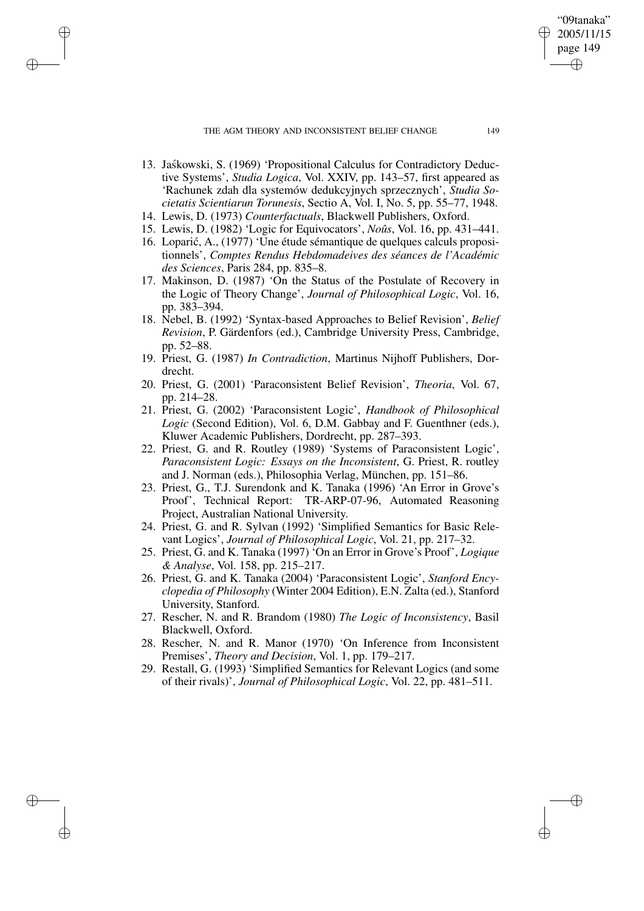13. Jaśkowski, S. (1969) 'Propositional Calculus for Contradictory Deductive Systems', *Studia Logica*, Vol. XXIV, pp. 143–57, first appeared as 'Rachunek zdah dla systemów dedukcyjnych sprzecznych', *Studia Societatis Scientiarun Torunesis*, Sectio A, Vol. I, No. 5, pp. 55–77, 1948.
14. Lewis, D. (1973) *Counterfactuals*, Blackwell Publishers, Oxford.
15. Lewis, D. (1982) 'Logic for Equivocators', *Noûs*, Vol. 16, pp. 431–441.
16. Loparić, A., (1977) 'Une étude sémantique de quelques calculs propositionnels', *Comptes Rendus Hebdomadeives des séances de l'Académic des Sciences*, Paris 284, pp. 835–8.
17. Makinson, D. (1987) 'On the Status of the Postulate of Recovery in the Logic of Theory Change', *Journal of Philosophical Logic*, Vol. 16, pp. 383–394.
18. Nebel, B. (1992) 'Syntax-based Approaches to Belief Revision', *Belief Revision*, P. Gärdenfors (ed.), Cambridge University Press, Cambridge, pp. 52–88.
19. Priest, G. (1987) *In Contradiction*, Martinus Nijhoff Publishers, Dordrecht.
20. Priest, G. (2001) 'Paraconsistent Belief Revision', *Theoria*, Vol. 67, pp. 214–28.
21. Priest, G. (2002) 'Paraconsistent Logic', *Handbook of Philosophical Logic* (Second Edition), Vol. 6, D.M. Gabbay and F. Guenthner (eds.), Kluwer Academic Publishers, Dordrecht, pp. 287–393.
22. Priest, G. and R. Routley (1989) 'Systems of Paraconsistent Logic', *Paraconsistent Logic: Essays on the Inconsistent*, G. Priest, R. routley and J. Norman (eds.), Philosophia Verlag, München, pp. 151–86.
23. Priest, G., T.J. Surendonk and K. Tanaka (1996) 'An Error in Grove's Proof', Technical Report: TR-ARP-07-96, Automated Reasoning Project, Australian National University.
24. Priest, G. and R. Sylvan (1992) 'Simplified Semantics for Basic Relevant Logics', *Journal of Philosophical Logic*, Vol. 21, pp. 217–32.
25. Priest, G. and K. Tanaka (1997) 'On an Error in Grove's Proof', *Logique & Analyse*, Vol. 158, pp. 215–217.
26. Priest, G. and K. Tanaka (2004) 'Paraconsistent Logic', *Stanford Encyclopedia of Philosophy* (Winter 2004 Edition), E.N. Zalta (ed.), Stanford University, Stanford.
27. Rescher, N. and R. Brandom (1980) *The Logic of Inconsistency*, Basil Blackwell, Oxford.
28. Rescher, N. and R. Manor (1970) 'On Inference from Inconsistent Premises', *Theory and Decision*, Vol. 1, pp. 179–217.
29. Restall, G. (1993) 'Simplified Semantics for Relevant Logics (and some of their rivals)', *Journal of Philosophical Logic*, Vol. 22, pp. 481–511.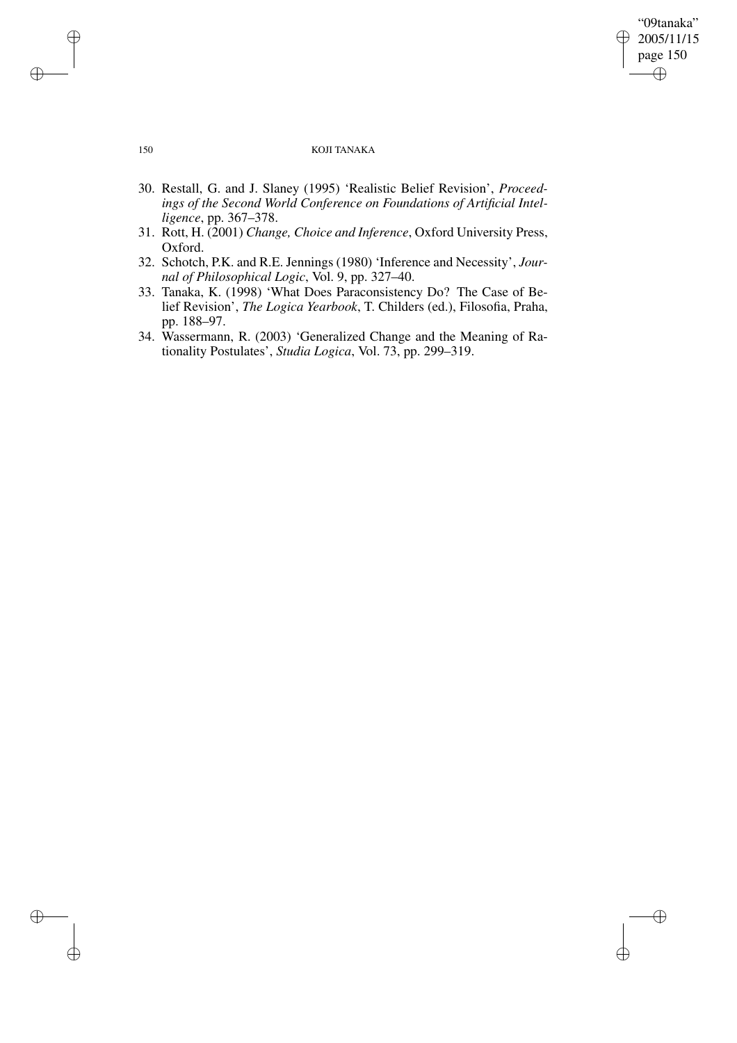30. Restall, G. and J. Slaney (1995) 'Realistic Belief Revision', *Proceedings of the Second World Conference on Foundations of Artificial Intelligence*, pp. 367–378.
31. Rott, H. (2001) *Change, Choice and Inference*, Oxford University Press, Oxford.
32. Schotch, P.K. and R.E. Jennings (1980) 'Inference and Necessity', *Journal of Philosophical Logic*, Vol. 9, pp. 327–40.
33. Tanaka, K. (1998) 'What Does Paraconsistency Do? The Case of Belief Revision', *The Logica Yearbook*, T. Childers (ed.), Filosofia, Praha, pp. 188–97.
34. Wassermann, R. (2003) 'Generalized Change and the Meaning of Rationality Postulates', *Studia Logica*, Vol. 73, pp. 299–319.